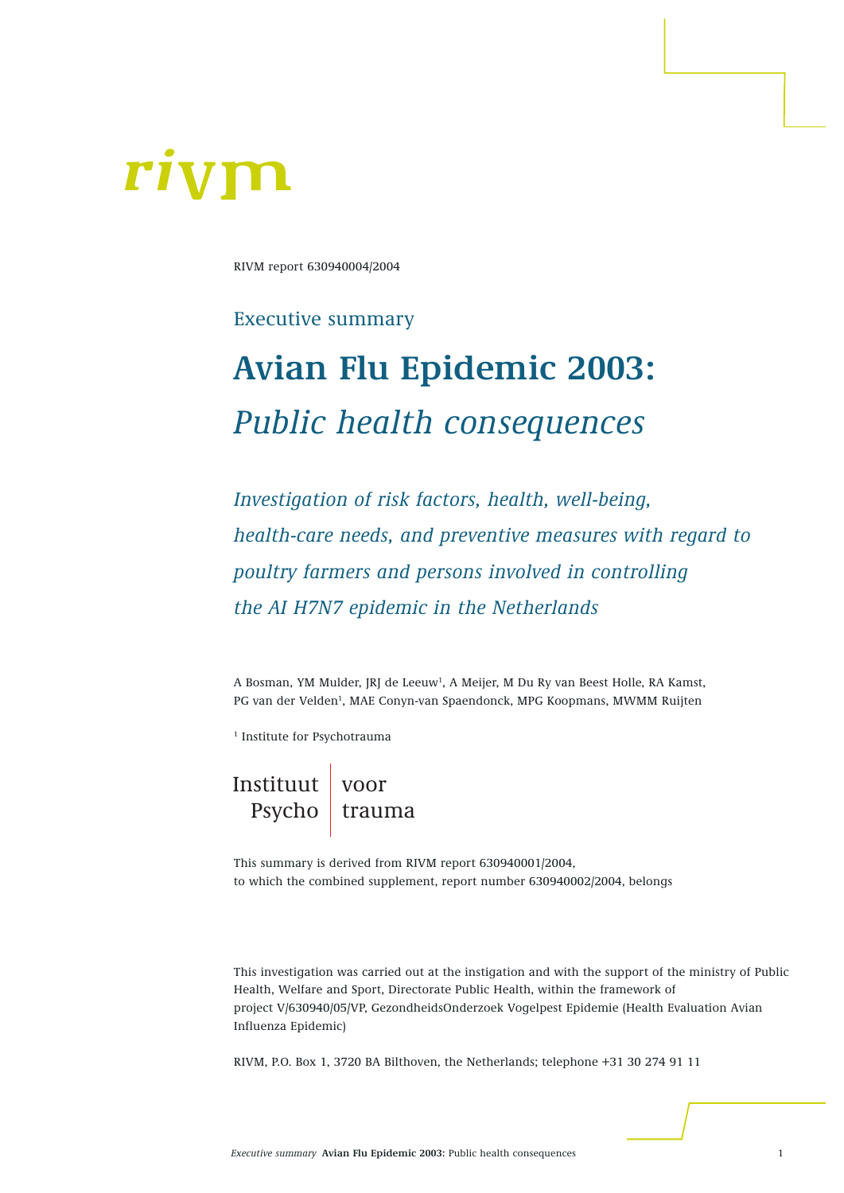rivm

RIVM report 630940004/2004

Executive summary

# Avian Flu Epidemic 2003: *Public health consequences*

*Investigation of risk factors, health, well-being, health-care needs, and preventive measures with regard to poultry farmers and persons involved in controlling the AI H7N7 epidemic in the Netherlands*

A Bosman, YM Mulder, JRJ de Leeuw[1], A Meijer, M Du Ry van Beest Holle, RA Kamst, PG van der Velden[1], MAE Conyn-van Spaendonck, MPG Koopmans, MWMM Ruijten

[1] Institute for Psychotrauma

Instituut voor Psycho trauma

This summary is derived from RIVM report 630940001/2004, to which the combined supplement, report number 630940002/2004, belongs

This investigation was carried out at the instigation and with the support of the ministry of Public Health, Welfare and Sport, Directorate Public Health, within the framework of project V/630940/05/VP, GezondheidsOnderzoek Vogelpest Epidemie (Health Evaluation Avian Influenza Epidemic)

RIVM, P.O. Box 1, 3720 BA Bilthoven, the Netherlands; telephone +31 30 274 91 11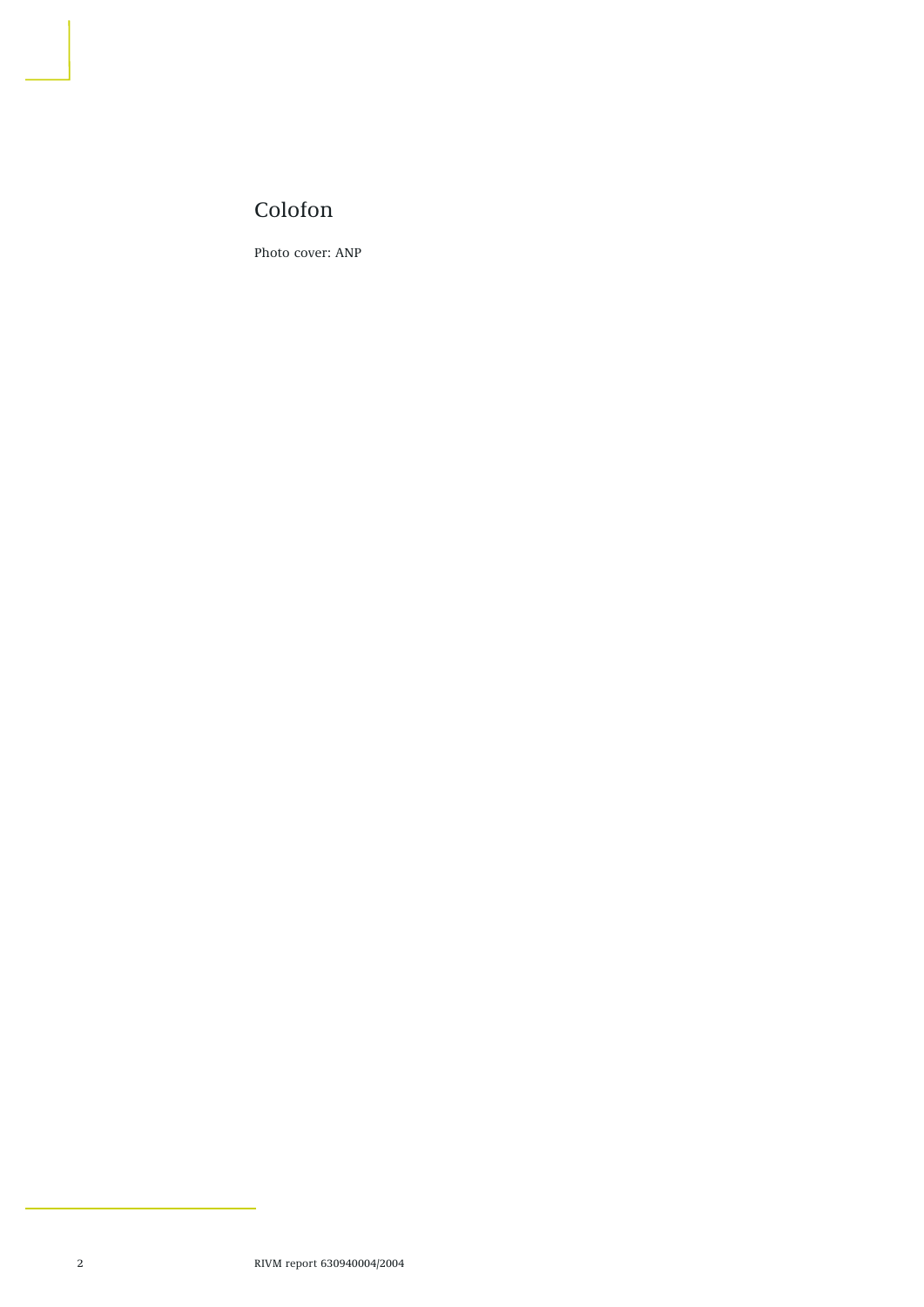# Colofon

Photo cover: ANP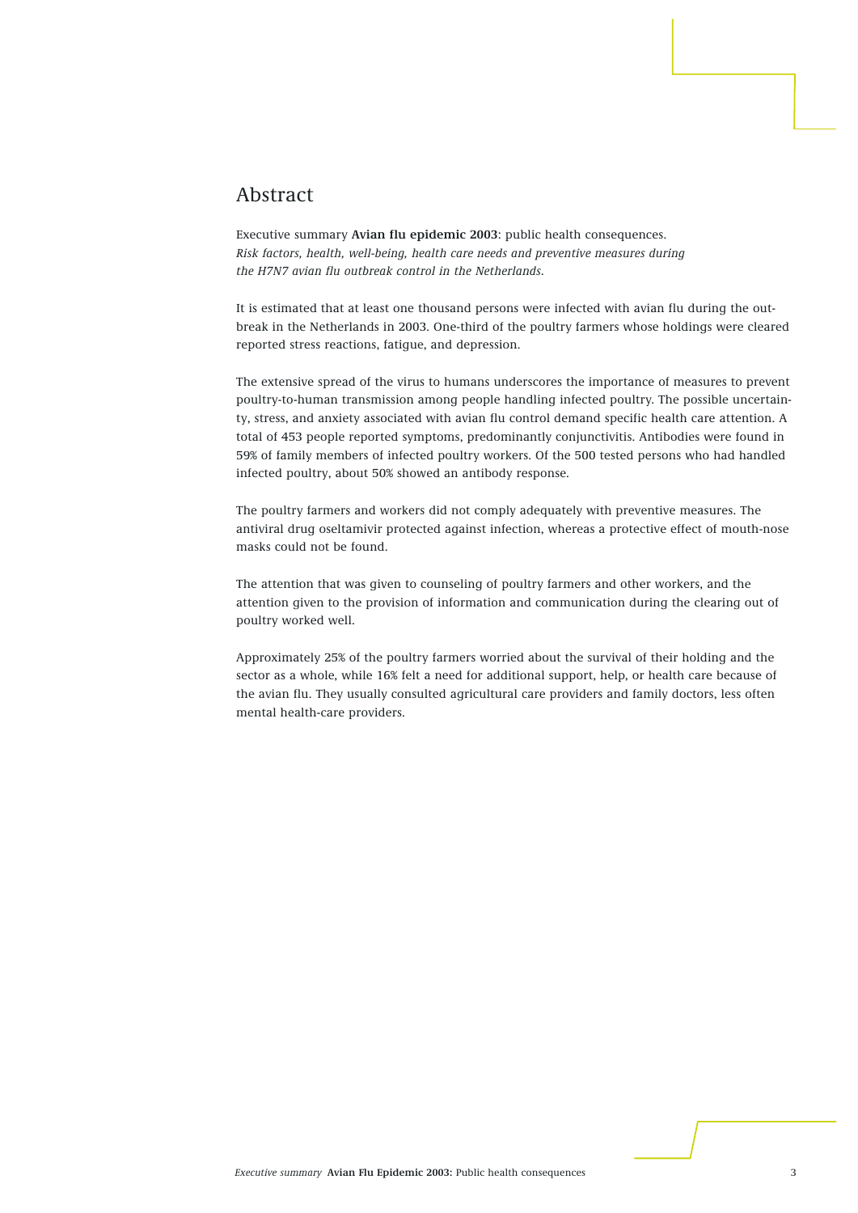# Abstract

Executive summary **Avian flu epidemic 2003**: public health consequences.
*Risk factors, health, well-being, health care needs and preventive measures during the H7N7 avian flu outbreak control in the Netherlands.*

It is estimated that at least one thousand persons were infected with avian flu during the outbreak in the Netherlands in 2003. One-third of the poultry farmers whose holdings were cleared reported stress reactions, fatigue, and depression.

The extensive spread of the virus to humans underscores the importance of measures to prevent poultry-to-human transmission among people handling infected poultry. The possible uncertainty, stress, and anxiety associated with avian flu control demand specific health care attention. A total of 453 people reported symptoms, predominantly conjunctivitis. Antibodies were found in 59% of family members of infected poultry workers. Of the 500 tested persons who had handled infected poultry, about 50% showed an antibody response.

The poultry farmers and workers did not comply adequately with preventive measures. The antiviral drug oseltamivir protected against infection, whereas a protective effect of mouth-nose masks could not be found.

The attention that was given to counseling of poultry farmers and other workers, and the attention given to the provision of information and communication during the clearing out of poultry worked well.

Approximately 25% of the poultry farmers worried about the survival of their holding and the sector as a whole, while 16% felt a need for additional support, help, or health care because of the avian flu. They usually consulted agricultural care providers and family doctors, less often mental health-care providers.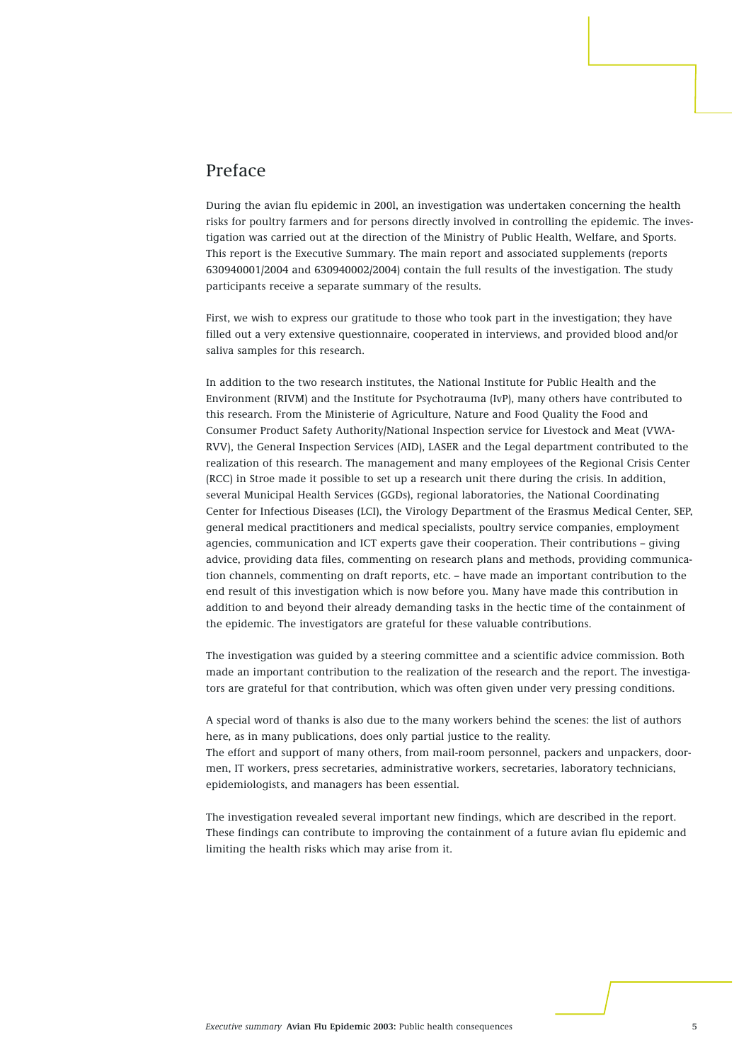## Preface

During the avian flu epidemic in 200l, an investigation was undertaken concerning the health risks for poultry farmers and for persons directly involved in controlling the epidemic. The investigation was carried out at the direction of the Ministry of Public Health, Welfare, and Sports. This report is the Executive Summary. The main report and associated supplements (reports 630940001/2004 and 630940002/2004) contain the full results of the investigation. The study participants receive a separate summary of the results.

First, we wish to express our gratitude to those who took part in the investigation; they have filled out a very extensive questionnaire, cooperated in interviews, and provided blood and/or saliva samples for this research.

In addition to the two research institutes, the National Institute for Public Health and the Environment (RIVM) and the Institute for Psychotrauma (IvP), many others have contributed to this research. From the Ministerie of Agriculture, Nature and Food Quality the Food and Consumer Product Safety Authority/National Inspection service for Livestock and Meat (VWA-RVV), the General Inspection Services (AID), LASER and the Legal department contributed to the realization of this research. The management and many employees of the Regional Crisis Center (RCC) in Stroe made it possible to set up a research unit there during the crisis. In addition, several Municipal Health Services (GGDs), regional laboratories, the National Coordinating Center for Infectious Diseases (LCI), the Virology Department of the Erasmus Medical Center, SEP, general medical practitioners and medical specialists, poultry service companies, employment agencies, communication and ICT experts gave their cooperation. Their contributions – giving advice, providing data files, commenting on research plans and methods, providing communication channels, commenting on draft reports, etc. – have made an important contribution to the end result of this investigation which is now before you. Many have made this contribution in addition to and beyond their already demanding tasks in the hectic time of the containment of the epidemic. The investigators are grateful for these valuable contributions.

The investigation was guided by a steering committee and a scientific advice commission. Both made an important contribution to the realization of the research and the report. The investigators are grateful for that contribution, which was often given under very pressing conditions.

A special word of thanks is also due to the many workers behind the scenes: the list of authors here, as in many publications, does only partial justice to the reality.
The effort and support of many others, from mail-room personnel, packers and unpackers, doormen, IT workers, press secretaries, administrative workers, secretaries, laboratory technicians, epidemiologists, and managers has been essential.

The investigation revealed several important new findings, which are described in the report. These findings can contribute to improving the containment of a future avian flu epidemic and limiting the health risks which may arise from it.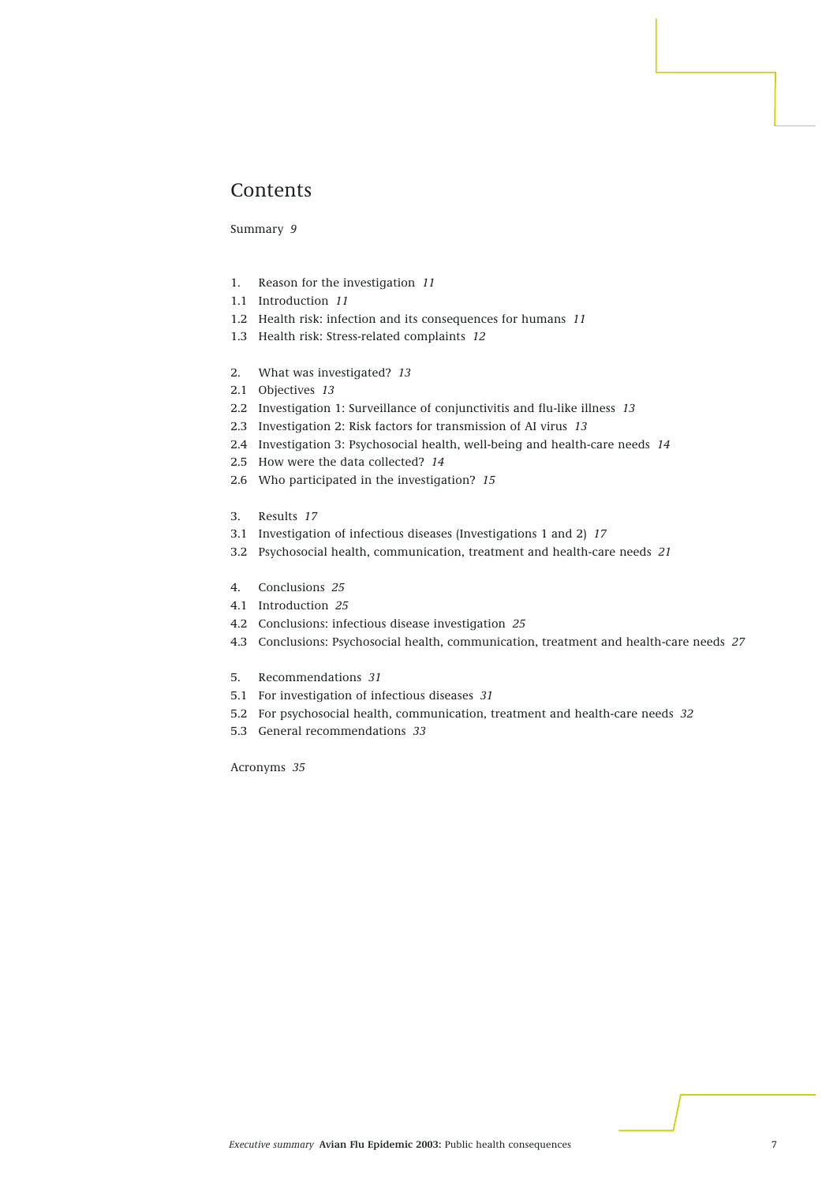# Contents

Summary *9*

1. Reason for the investigation *11*
1.1 Introduction *11*
1.2 Health risk: infection and its consequences for humans *11*
1.3 Health risk: Stress-related complaints *12*

2. What was investigated? *13*
2.1 Objectives *13*
2.2 Investigation 1: Surveillance of conjunctivitis and flu-like illness *13*
2.3 Investigation 2: Risk factors for transmission of AI virus *13*
2.4 Investigation 3: Psychosocial health, well-being and health-care needs *14*
2.5 How were the data collected? *14*
2.6 Who participated in the investigation? *15*

3. Results *17*
3.1 Investigation of infectious diseases (Investigations 1 and 2) *17*
3.2 Psychosocial health, communication, treatment and health-care needs *21*

4. Conclusions *25*
4.1 Introduction *25*
4.2 Conclusions: infectious disease investigation *25*
4.3 Conclusions: Psychosocial health, communication, treatment and health-care needs *27*

5. Recommendations *31*
5.1 For investigation of infectious diseases *31*
5.2 For psychosocial health, communication, treatment and health-care needs *32*
5.3 General recommendations *33*

Acronyms *35*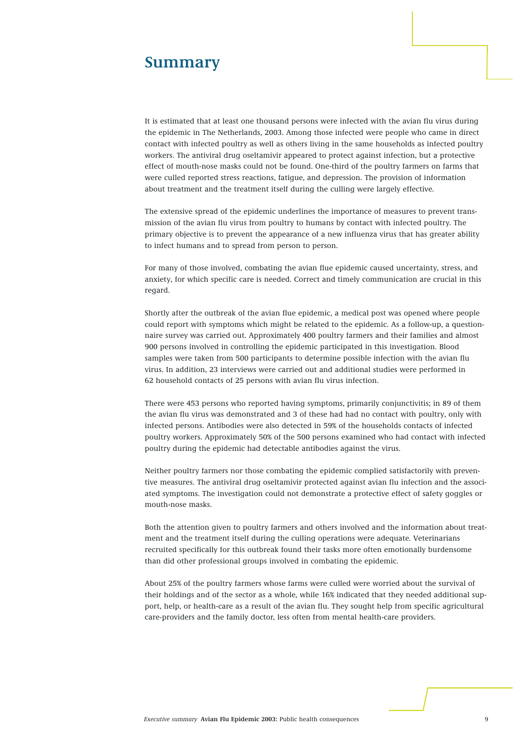# Summary

It is estimated that at least one thousand persons were infected with the avian flu virus during the epidemic in The Netherlands, 2003. Among those infected were people who came in direct contact with infected poultry as well as others living in the same households as infected poultry workers. The antiviral drug oseltamivir appeared to protect against infection, but a protective effect of mouth-nose masks could not be found. One-third of the poultry farmers on farms that were culled reported stress reactions, fatigue, and depression. The provision of information about treatment and the treatment itself during the culling were largely effective.

The extensive spread of the epidemic underlines the importance of measures to prevent transmission of the avian flu virus from poultry to humans by contact with infected poultry. The primary objective is to prevent the appearance of a new influenza virus that has greater ability to infect humans and to spread from person to person.

For many of those involved, combating the avian flue epidemic caused uncertainty, stress, and anxiety, for which specific care is needed. Correct and timely communication are crucial in this regard.

Shortly after the outbreak of the avian flue epidemic, a medical post was opened where people could report with symptoms which might be related to the epidemic. As a follow-up, a questionnaire survey was carried out. Approximately 400 poultry farmers and their families and almost 900 persons involved in controlling the epidemic participated in this investigation. Blood samples were taken from 500 participants to determine possible infection with the avian flu virus. In addition, 23 interviews were carried out and additional studies were performed in 62 household contacts of 25 persons with avian flu virus infection.

There were 453 persons who reported having symptoms, primarily conjunctivitis; in 89 of them the avian flu virus was demonstrated and 3 of these had had no contact with poultry, only with infected persons. Antibodies were also detected in 59% of the households contacts of infected poultry workers. Approximately 50% of the 500 persons examined who had contact with infected poultry during the epidemic had detectable antibodies against the virus.

Neither poultry farmers nor those combating the epidemic complied satisfactorily with preventive measures. The antiviral drug oseltamivir protected against avian flu infection and the associated symptoms. The investigation could not demonstrate a protective effect of safety goggles or mouth-nose masks.

Both the attention given to poultry farmers and others involved and the information about treatment and the treatment itself during the culling operations were adequate. Veterinarians recruited specifically for this outbreak found their tasks more often emotionally burdensome than did other professional groups involved in combating the epidemic.

About 25% of the poultry farmers whose farms were culled were worried about the survival of their holdings and of the sector as a whole, while 16% indicated that they needed additional support, help, or health-care as a result of the avian flu. They sought help from specific agricultural care-providers and the family doctor, less often from mental health-care providers.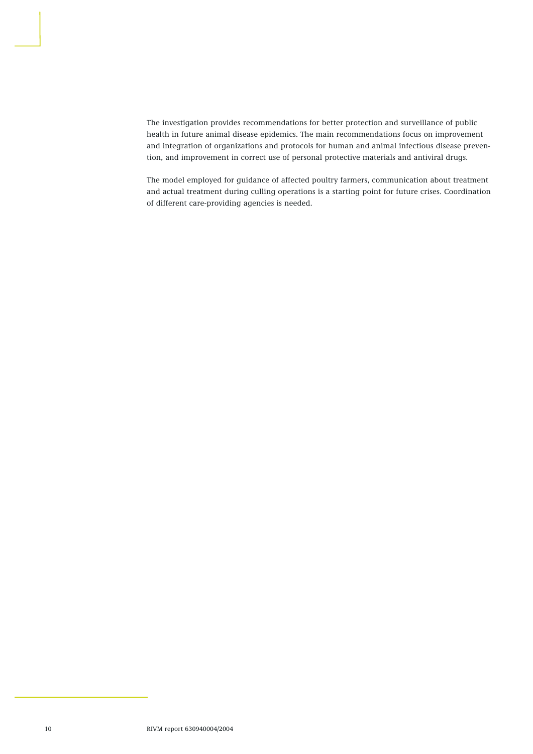The investigation provides recommendations for better protection and surveillance of public health in future animal disease epidemics. The main recommendations focus on improvement and integration of organizations and protocols for human and animal infectious disease prevention, and improvement in correct use of personal protective materials and antiviral drugs.

The model employed for guidance of affected poultry farmers, communication about treatment and actual treatment during culling operations is a starting point for future crises. Coordination of different care-providing agencies is needed.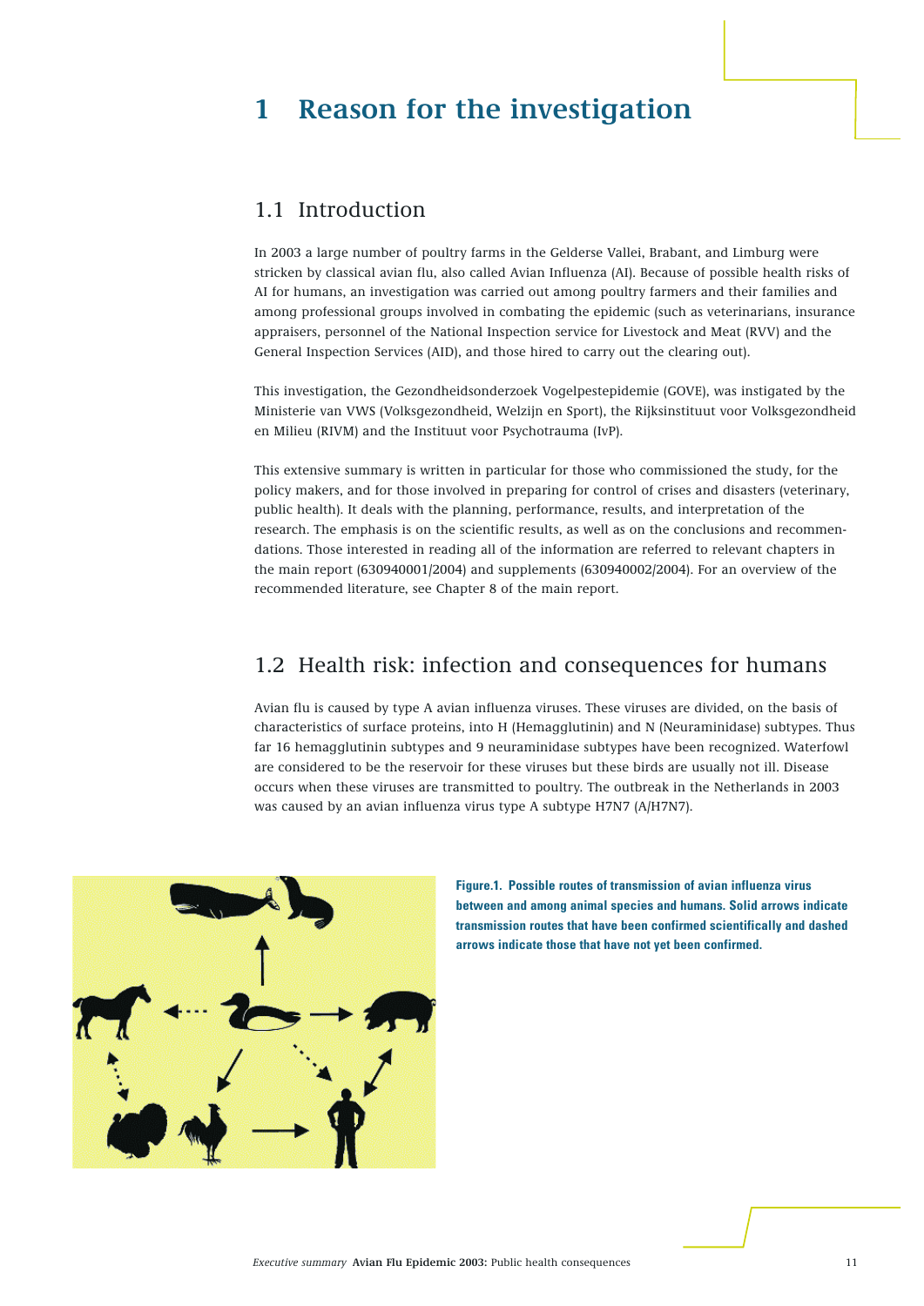# 1 Reason for the investigation

## 1.1 Introduction

In 2003 a large number of poultry farms in the Gelderse Vallei, Brabant, and Limburg were stricken by classical avian flu, also called Avian Influenza (AI). Because of possible health risks of AI for humans, an investigation was carried out among poultry farmers and their families and among professional groups involved in combating the epidemic (such as veterinarians, insurance appraisers, personnel of the National Inspection service for Livestock and Meat (RVV) and the General Inspection Services (AID), and those hired to carry out the clearing out).

This investigation, the Gezondheidsonderzoek Vogelpestepidemie (GOVE), was instigated by the Ministerie van VWS (Volksgezondheid, Welzijn en Sport), the Rijksinstituut voor Volksgezondheid en Milieu (RIVM) and the Instituut voor Psychotrauma (IvP).

This extensive summary is written in particular for those who commissioned the study, for the policy makers, and for those involved in preparing for control of crises and disasters (veterinary, public health). It deals with the planning, performance, results, and interpretation of the research. The emphasis is on the scientific results, as well as on the conclusions and recommendations. Those interested in reading all of the information are referred to relevant chapters in the main report (630940001/2004) and supplements (630940002/2004). For an overview of the recommended literature, see Chapter 8 of the main report.

## 1.2 Health risk: infection and consequences for humans

Avian flu is caused by type A avian influenza viruses. These viruses are divided, on the basis of characteristics of surface proteins, into H (Hemagglutinin) and N (Neuraminidase) subtypes. Thus far 16 hemagglutinin subtypes and 9 neuraminidase subtypes have been recognized. Waterfowl are considered to be the reservoir for these viruses but these birds are usually not ill. Disease occurs when these viruses are transmitted to poultry. The outbreak in the Netherlands in 2003 was caused by an avian influenza virus type A subtype H7N7 (A/H7N7).

**Figure.1. Possible routes of transmission of avian influenza virus between and among animal species and humans. Solid arrows indicate transmission routes that have been confirmed scientifically and dashed arrows indicate those that have not yet been confirmed.**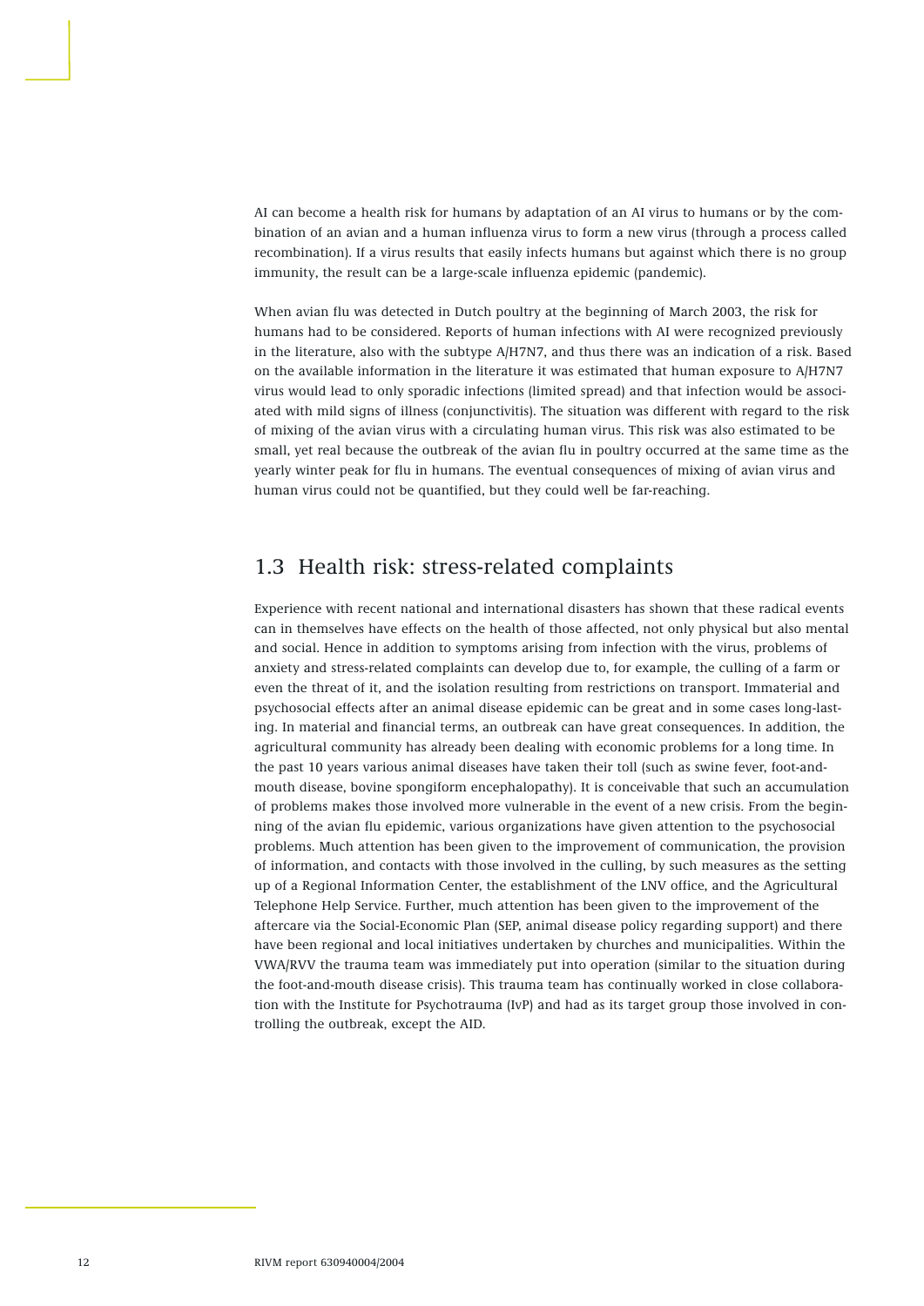AI can become a health risk for humans by adaptation of an AI virus to humans or by the combination of an avian and a human influenza virus to form a new virus (through a process called recombination). If a virus results that easily infects humans but against which there is no group immunity, the result can be a large-scale influenza epidemic (pandemic).

When avian flu was detected in Dutch poultry at the beginning of March 2003, the risk for humans had to be considered. Reports of human infections with AI were recognized previously in the literature, also with the subtype A/H7N7, and thus there was an indication of a risk. Based on the available information in the literature it was estimated that human exposure to A/H7N7 virus would lead to only sporadic infections (limited spread) and that infection would be associated with mild signs of illness (conjunctivitis). The situation was different with regard to the risk of mixing of the avian virus with a circulating human virus. This risk was also estimated to be small, yet real because the outbreak of the avian flu in poultry occurred at the same time as the yearly winter peak for flu in humans. The eventual consequences of mixing of avian virus and human virus could not be quantified, but they could well be far-reaching.

## 1.3 Health risk: stress-related complaints

Experience with recent national and international disasters has shown that these radical events can in themselves have effects on the health of those affected, not only physical but also mental and social. Hence in addition to symptoms arising from infection with the virus, problems of anxiety and stress-related complaints can develop due to, for example, the culling of a farm or even the threat of it, and the isolation resulting from restrictions on transport. Immaterial and psychosocial effects after an animal disease epidemic can be great and in some cases long-lasting. In material and financial terms, an outbreak can have great consequences. In addition, the agricultural community has already been dealing with economic problems for a long time. In the past 10 years various animal diseases have taken their toll (such as swine fever, foot-and-mouth disease, bovine spongiform encephalopathy). It is conceivable that such an accumulation of problems makes those involved more vulnerable in the event of a new crisis. From the beginning of the avian flu epidemic, various organizations have given attention to the psychosocial problems. Much attention has been given to the improvement of communication, the provision of information, and contacts with those involved in the culling, by such measures as the setting up of a Regional Information Center, the establishment of the LNV office, and the Agricultural Telephone Help Service. Further, much attention has been given to the improvement of the aftercare via the Social-Economic Plan (SEP, animal disease policy regarding support) and there have been regional and local initiatives undertaken by churches and municipalities. Within the VWA/RVV the trauma team was immediately put into operation (similar to the situation during the foot-and-mouth disease crisis). This trauma team has continually worked in close collaboration with the Institute for Psychotrauma (IvP) and had as its target group those involved in controlling the outbreak, except the AID.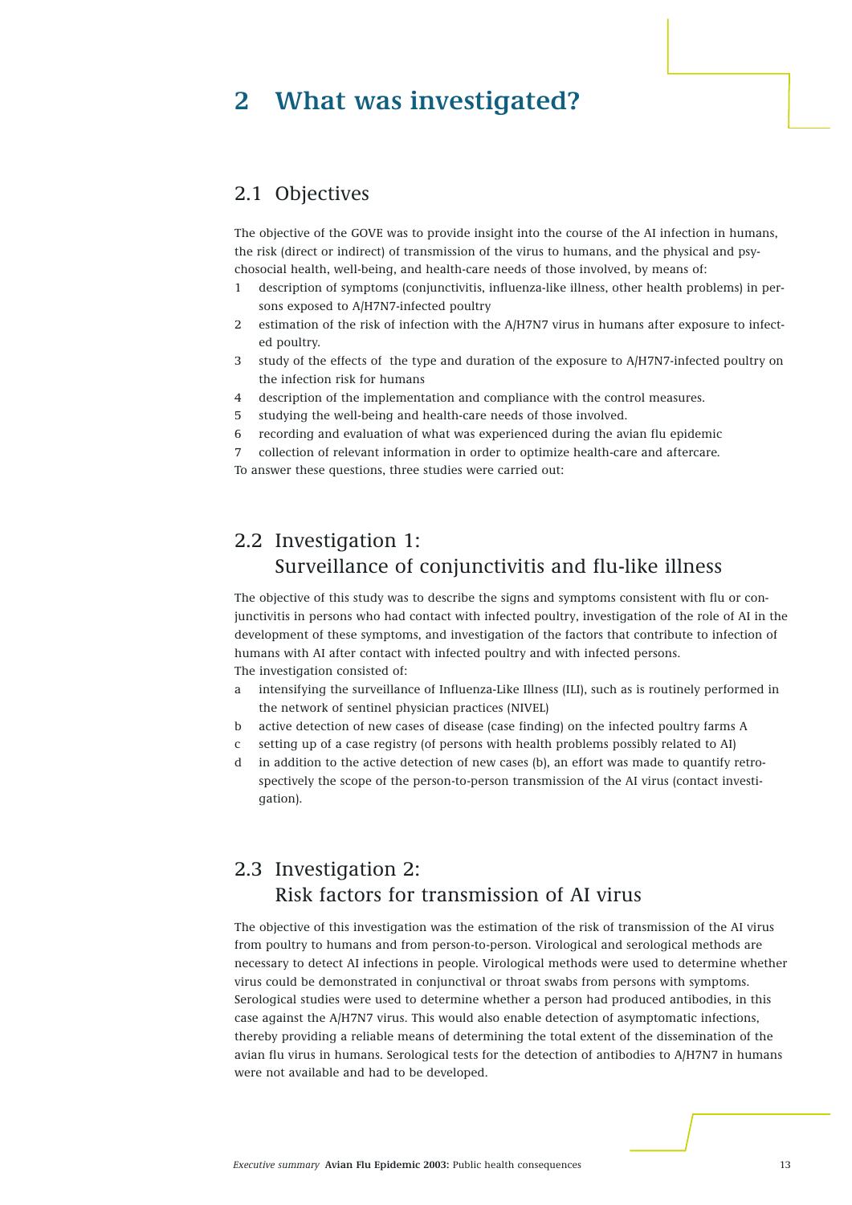# 2 What was investigated?

## 2.1 Objectives

The objective of the GOVE was to provide insight into the course of the AI infection in humans, the risk (direct or indirect) of transmission of the virus to humans, and the physical and psychosocial health, well-being, and health-care needs of those involved, by means of:

1. description of symptoms (conjunctivitis, influenza-like illness, other health problems) in persons exposed to A/H7N7-infected poultry
2. estimation of the risk of infection with the A/H7N7 virus in humans after exposure to infected poultry.
3. study of the effects of the type and duration of the exposure to A/H7N7-infected poultry on the infection risk for humans
4. description of the implementation and compliance with the control measures.
5. studying the well-being and health-care needs of those involved.
6. recording and evaluation of what was experienced during the avian flu epidemic
7. collection of relevant information in order to optimize health-care and aftercare.

To answer these questions, three studies were carried out:

## 2.2 Investigation 1: Surveillance of conjunctivitis and flu-like illness

The objective of this study was to describe the signs and symptoms consistent with flu or conjunctivitis in persons who had contact with infected poultry, investigation of the role of AI in the development of these symptoms, and investigation of the factors that contribute to infection of humans with AI after contact with infected poultry and with infected persons.

The investigation consisted of:

a. intensifying the surveillance of Influenza-Like Illness (ILI), such as is routinely performed in the network of sentinel physician practices (NIVEL)
b. active detection of new cases of disease (case finding) on the infected poultry farms A
c. setting up of a case registry (of persons with health problems possibly related to AI)
d. in addition to the active detection of new cases (b), an effort was made to quantify retrospectively the scope of the person-to-person transmission of the AI virus (contact investigation).

## 2.3 Investigation 2: Risk factors for transmission of AI virus

The objective of this investigation was the estimation of the risk of transmission of the AI virus from poultry to humans and from person-to-person. Virological and serological methods are necessary to detect AI infections in people. Virological methods were used to determine whether virus could be demonstrated in conjunctival or throat swabs from persons with symptoms. Serological studies were used to determine whether a person had produced antibodies, in this case against the A/H7N7 virus. This would also enable detection of asymptomatic infections, thereby providing a reliable means of determining the total extent of the dissemination of the avian flu virus in humans. Serological tests for the detection of antibodies to A/H7N7 in humans were not available and had to be developed.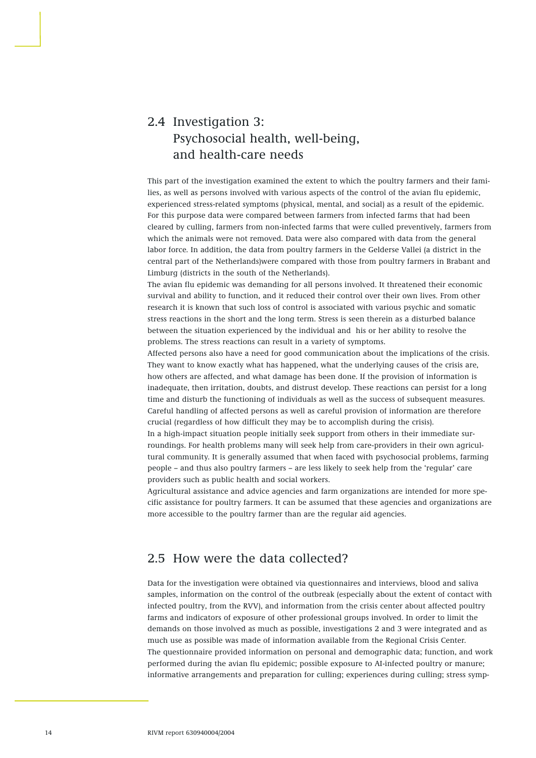## 2.4 Investigation 3: Psychosocial health, well-being, and health-care needs

This part of the investigation examined the extent to which the poultry farmers and their families, as well as persons involved with various aspects of the control of the avian flu epidemic, experienced stress-related symptoms (physical, mental, and social) as a result of the epidemic. For this purpose data were compared between farmers from infected farms that had been cleared by culling, farmers from non-infected farms that were culled preventively, farmers from which the animals were not removed. Data were also compared with data from the general labor force. In addition, the data from poultry farmers in the Gelderse Vallei (a district in the central part of the Netherlands)were compared with those from poultry farmers in Brabant and Limburg (districts in the south of the Netherlands).

The avian flu epidemic was demanding for all persons involved. It threatened their economic survival and ability to function, and it reduced their control over their own lives. From other research it is known that such loss of control is associated with various psychic and somatic stress reactions in the short and the long term. Stress is seen therein as a disturbed balance between the situation experienced by the individual and his or her ability to resolve the problems. The stress reactions can result in a variety of symptoms.

Affected persons also have a need for good communication about the implications of the crisis. They want to know exactly what has happened, what the underlying causes of the crisis are, how others are affected, and what damage has been done. If the provision of information is inadequate, then irritation, doubts, and distrust develop. These reactions can persist for a long time and disturb the functioning of individuals as well as the success of subsequent measures. Careful handling of affected persons as well as careful provision of information are therefore crucial (regardless of how difficult they may be to accomplish during the crisis).

In a high-impact situation people initially seek support from others in their immediate surroundings. For health problems many will seek help from care-providers in their own agricultural community. It is generally assumed that when faced with psychosocial problems, farming people – and thus also poultry farmers – are less likely to seek help from the 'regular' care providers such as public health and social workers.

Agricultural assistance and advice agencies and farm organizations are intended for more specific assistance for poultry farmers. It can be assumed that these agencies and organizations are more accessible to the poultry farmer than are the regular aid agencies.

## 2.5 How were the data collected?

Data for the investigation were obtained via questionnaires and interviews, blood and saliva samples, information on the control of the outbreak (especially about the extent of contact with infected poultry, from the RVV), and information from the crisis center about affected poultry farms and indicators of exposure of other professional groups involved. In order to limit the demands on those involved as much as possible, investigations 2 and 3 were integrated and as much use as possible was made of information available from the Regional Crisis Center.

The questionnaire provided information on personal and demographic data; function, and work performed during the avian flu epidemic; possible exposure to AI-infected poultry or manure; informative arrangements and preparation for culling; experiences during culling; stress symp-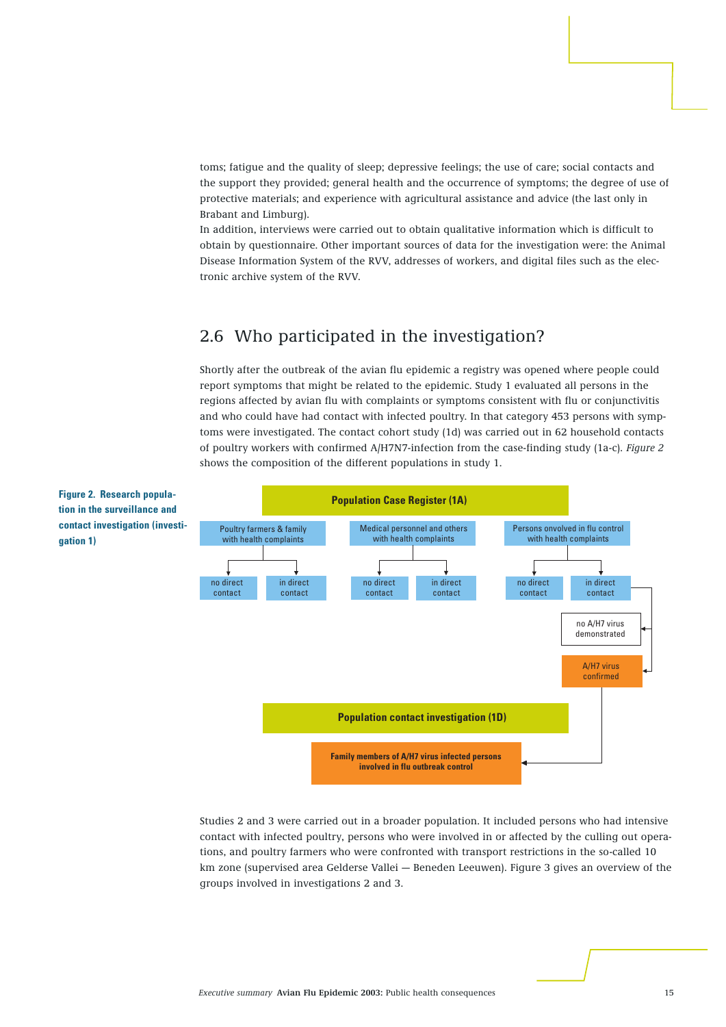toms; fatigue and the quality of sleep; depressive feelings; the use of care; social contacts and the support they provided; general health and the occurrence of symptoms; the degree of use of protective materials; and experience with agricultural assistance and advice (the last only in Brabant and Limburg).

In addition, interviews were carried out to obtain qualitative information which is difficult to obtain by questionnaire. Other important sources of data for the investigation were: the Animal Disease Information System of the RVV, addresses of workers, and digital files such as the electronic archive system of the RVV.

## 2.6 Who participated in the investigation?

Shortly after the outbreak of the avian flu epidemic a registry was opened where people could report symptoms that might be related to the epidemic. Study 1 evaluated all persons in the regions affected by avian flu with complaints or symptoms consistent with flu or conjunctivitis and who could have had contact with infected poultry. In that category 453 persons with symptoms were investigated. The contact cohort study (1d) was carried out in 62 household contacts of poultry workers with confirmed A/H7N7-infection from the case-finding study (1a-c). *Figure 2* shows the composition of the different populations in study 1.

**Figure 2. Research population in the surveillance and contact investigation (investigation 1)**

**Population Case Register (1A)**

- Poultry farmers & family with health complaints
  - no direct contact
  - in direct contact
- Medical personnel and others with health complaints
  - no direct contact
  - in direct contact
- Persons onvolved in flu control with health complaints
  - no direct contact
  - in direct contact
    - no A/H7 virus demonstrated
    - A/H7 virus confirmed

**Population contact investigation (1D)**

- **Family members of A/H7 virus infected persons involved in flu outbreak control**

Studies 2 and 3 were carried out in a broader population. It included persons who had intensive contact with infected poultry, persons who were involved in or affected by the culling out operations, and poultry farmers who were confronted with transport restrictions in the so-called 10 km zone (supervised area Gelderse Vallei — Beneden Leeuwen). Figure 3 gives an overview of the groups involved in investigations 2 and 3.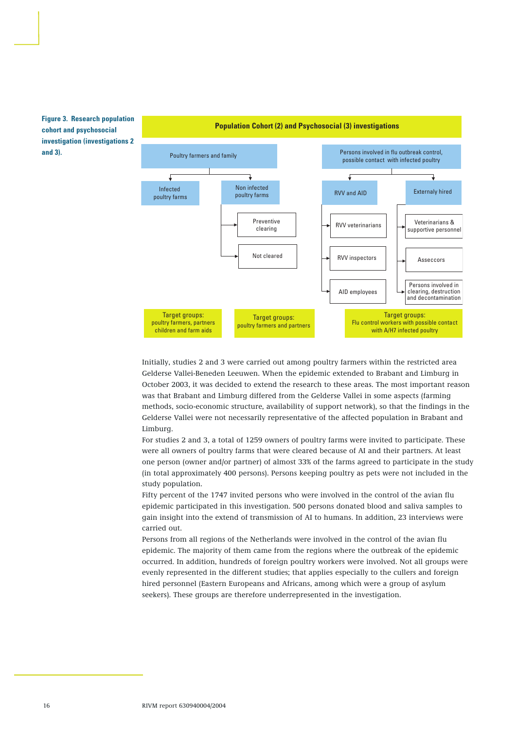**Figure 3. Research population cohort and psychosocial investigation (investigations 2 and 3).**

**Population Cohort (2) and Psychosocial (3) investigations**

- Poultry farmers and family
  - Infected poultry farms
  - Non infected poultry farms
    - Preventive clearing
    - Not cleared
- Persons involved in flu outbreak control, possible contact with infected poultry
  - RVV and AID
    - RVV veterinarians
    - RVV inspectors
    - AID employees
  - Externaly hired
    - Veterinarians & supportive personnel
    - Asseccors
    - Persons involved in clearing, destruction and decontamination

Target groups: poultry farmers, partners children and farm aids

Target groups: poultry farmers and partners

Target groups: Flu control workers with possible contact with A/H7 infected poultry

Initially, studies 2 and 3 were carried out among poultry farmers within the restricted area Gelderse Vallei-Beneden Leeuwen. When the epidemic extended to Brabant and Limburg in October 2003, it was decided to extend the research to these areas. The most important reason was that Brabant and Limburg differed from the Gelderse Vallei in some aspects (farming methods, socio-economic structure, availability of support network), so that the findings in the Gelderse Vallei were not necessarily representative of the affected population in Brabant and Limburg.

For studies 2 and 3, a total of 1259 owners of poultry farms were invited to participate. These were all owners of poultry farms that were cleared because of AI and their partners. At least one person (owner and/or partner) of almost 33% of the farms agreed to participate in the study (in total approximately 400 persons). Persons keeping poultry as pets were not included in the study population.

Fifty percent of the 1747 invited persons who were involved in the control of the avian flu epidemic participated in this investigation. 500 persons donated blood and saliva samples to gain insight into the extend of transmission of AI to humans. In addition, 23 interviews were carried out.

Persons from all regions of the Netherlands were involved in the control of the avian flu epidemic. The majority of them came from the regions where the outbreak of the epidemic occurred. In addition, hundreds of foreign poultry workers were involved. Not all groups were evenly represented in the different studies; that applies especially to the cullers and foreign hired personnel (Eastern Europeans and Africans, among which were a group of asylum seekers). These groups are therefore underrepresented in the investigation.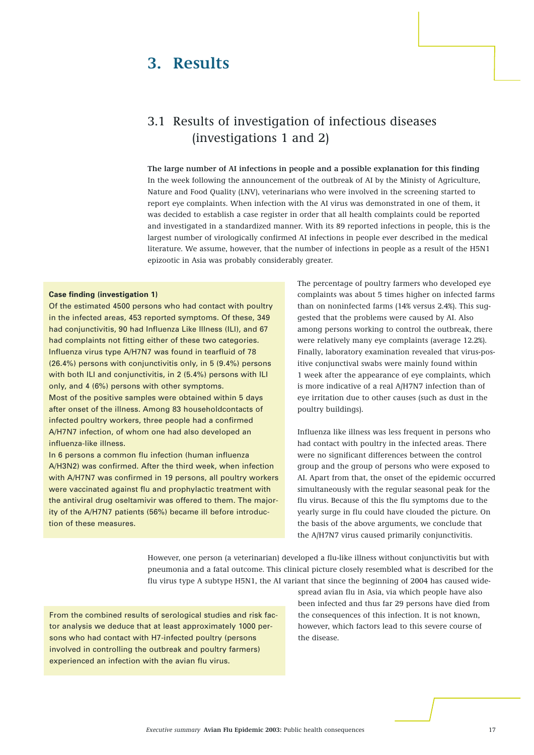# 3. Results

## 3.1 Results of investigation of infectious diseases (investigations 1 and 2)

**The large number of AI infections in people and a possible explanation for this finding**
In the week following the announcement of the outbreak of AI by the Ministy of Agriculture, Nature and Food Quality (LNV), veterinarians who were involved in the screening started to report eye complaints. When infection with the AI virus was demonstrated in one of them, it was decided to establish a case register in order that all health complaints could be reported and investigated in a standardized manner. With its 89 reported infections in people, this is the largest number of virologically confirmed AI infections in people ever described in the medical literature. We assume, however, that the number of infections in people as a result of the H5N1 epizootic in Asia was probably considerably greater.

**Case finding (investigation 1)**
Of the estimated 4500 persons who had contact with poultry in the infected areas, 453 reported symptoms. Of these, 349 had conjunctivitis, 90 had Influenza Like Illness (ILI), and 67 had complaints not fitting either of these two categories. Influenza virus type A/H7N7 was found in tearfluid of 78 (26.4%) persons with conjunctivitis only, in 5 (9.4%) persons with both ILI and conjunctivitis, in 2 (5.4%) persons with ILI only, and 4 (6%) persons with other symptoms.
Most of the positive samples were obtained within 5 days after onset of the illness. Among 83 householdcontacts of infected poultry workers, three people had a confirmed A/H7N7 infection, of whom one had also developed an influenza-like illness.
In 6 persons a common flu infection (human influenza A/H3N2) was confirmed. After the third week, when infection with A/H7N7 was confirmed in 19 persons, all poultry workers were vaccinated against flu and prophylactic treatment with the antiviral drug oseltamivir was offered to them. The majority of the A/H7N7 patients (56%) became ill before introduction of these measures.

The percentage of poultry farmers who developed eye complaints was about 5 times higher on infected farms than on noninfected farms (14% versus 2.4%). This suggested that the problems were caused by AI. Also among persons working to control the outbreak, there were relatively many eye complaints (average 12.2%). Finally, laboratory examination revealed that virus-positive conjunctval swabs were mainly found within 1 week after the appearance of eye complaints, which is more indicative of a real A/H7N7 infection than of eye irritation due to other causes (such as dust in the poultry buildings).

Influenza like illness was less frequent in persons who had contact with poultry in the infected areas. There were no significant differences between the control group and the group of persons who were exposed to AI. Apart from that, the onset of the epidemic occurred simultaneously with the regular seasonal peak for the flu virus. Because of this the flu symptoms due to the yearly surge in flu could have clouded the picture. On the basis of the above arguments, we conclude that the A/H7N7 virus caused primarily conjunctivitis.

However, one person (a veterinarian) developed a flu-like illness without conjunctivitis but with pneumonia and a fatal outcome. This clinical picture closely resembled what is described for the flu virus type A subtype H5N1, the AI variant that since the beginning of 2004 has caused widespread avian flu in Asia, via which people have also been infected and thus far 29 persons have died from the consequences of this infection. It is not known, however, which factors lead to this severe course of the disease.

From the combined results of serological studies and risk factor analysis we deduce that at least approximately 1000 persons who had contact with H7-infected poultry (persons involved in controlling the outbreak and poultry farmers) experienced an infection with the avian flu virus.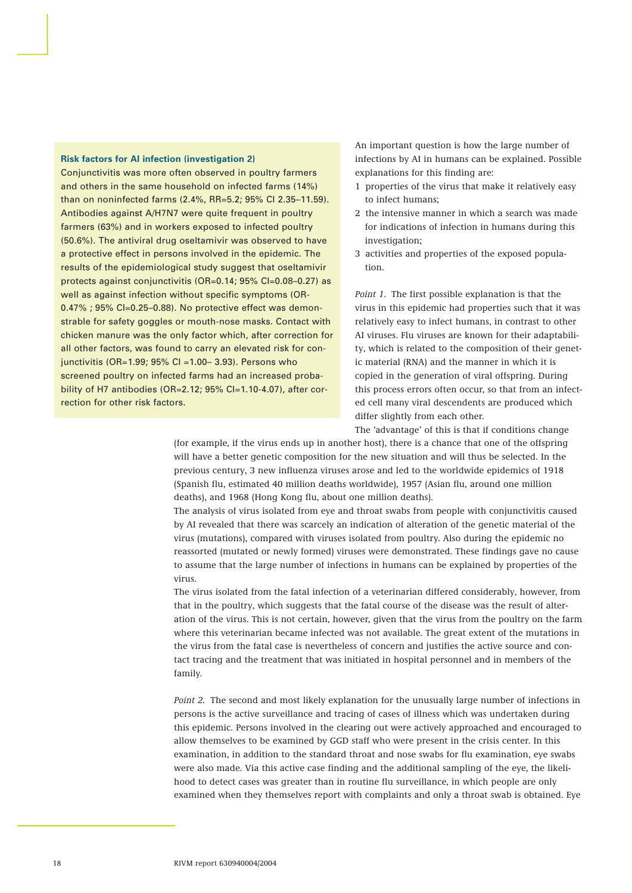### Risk factors for AI infection (investigation 2)

Conjunctivitis was more often observed in poultry farmers and others in the same household on infected farms (14%) than on noninfected farms (2.4%, RR=5.2; 95% CI 2.35–11.59). Antibodies against A/H7N7 were quite frequent in poultry farmers (63%) and in workers exposed to infected poultry (50.6%). The antiviral drug oseltamivir was observed to have a protective effect in persons involved in the epidemic. The results of the epidemiological study suggest that oseltamivir protects against conjunctivitis (OR=0.14; 95% CI=0.08–0.27) as well as against infection without specific symptoms (OR-0.47% ; 95% CI=0.25–0.88). No protective effect was demonstrable for safety goggles or mouth-nose masks. Contact with chicken manure was the only factor which, after correction for all other factors, was found to carry an elevated risk for conjunctivitis (OR=1.99; 95% CI =1.00– 3.93). Persons who screened poultry on infected farms had an increased probability of H7 antibodies (OR=2.12; 95% CI=1.10-4.07), after correction for other risk factors.

An important question is how the large number of infections by AI in humans can be explained. Possible explanations for this finding are:

1 properties of the virus that make it relatively easy to infect humans;
2 the intensive manner in which a search was made for indications of infection in humans during this investigation;
3 activities and properties of the exposed population.

*Point 1.* The first possible explanation is that the virus in this epidemic had properties such that it was relatively easy to infect humans, in contrast to other AI viruses. Flu viruses are known for their adaptability, which is related to the composition of their genetic material (RNA) and the manner in which it is copied in the generation of viral offspring. During this process errors often occur, so that from an infected cell many viral descendents are produced which differ slightly from each other.

The 'advantage' of this is that if conditions change (for example, if the virus ends up in another host), there is a chance that one of the offspring will have a better genetic composition for the new situation and will thus be selected. In the previous century, 3 new influenza viruses arose and led to the worldwide epidemics of 1918 (Spanish flu, estimated 40 million deaths worldwide), 1957 (Asian flu, around one million deaths), and 1968 (Hong Kong flu, about one million deaths).

The analysis of virus isolated from eye and throat swabs from people with conjunctivitis caused by AI revealed that there was scarcely an indication of alteration of the genetic material of the virus (mutations), compared with viruses isolated from poultry. Also during the epidemic no reassorted (mutated or newly formed) viruses were demonstrated. These findings gave no cause to assume that the large number of infections in humans can be explained by properties of the virus.

The virus isolated from the fatal infection of a veterinarian differed considerably, however, from that in the poultry, which suggests that the fatal course of the disease was the result of alteration of the virus. This is not certain, however, given that the virus from the poultry on the farm where this veterinarian became infected was not available. The great extent of the mutations in the virus from the fatal case is nevertheless of concern and justifies the active source and contact tracing and the treatment that was initiated in hospital personnel and in members of the family.

*Point 2.* The second and most likely explanation for the unusually large number of infections in persons is the active surveillance and tracing of cases of illness which was undertaken during this epidemic. Persons involved in the clearing out were actively approached and encouraged to allow themselves to be examined by GGD staff who were present in the crisis center. In this examination, in addition to the standard throat and nose swabs for flu examination, eye swabs were also made. Via this active case finding and the additional sampling of the eye, the likelihood to detect cases was greater than in routine flu surveillance, in which people are only examined when they themselves report with complaints and only a throat swab is obtained. Eye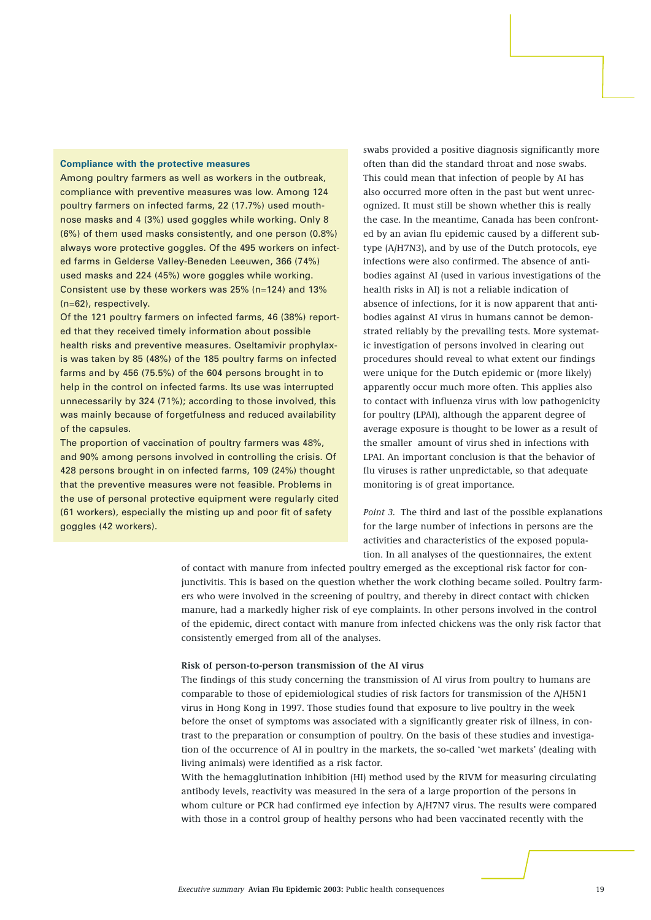### Compliance with the protective measures

Among poultry farmers as well as workers in the outbreak, compliance with preventive measures was low. Among 124 poultry farmers on infected farms, 22 (17.7%) used mouth-nose masks and 4 (3%) used goggles while working. Only 8 (6%) of them used masks consistently, and one person (0.8%) always wore protective goggles. Of the 495 workers on infected farms in Gelderse Valley-Beneden Leeuwen, 366 (74%) used masks and 224 (45%) wore goggles while working. Consistent use by these workers was 25% (n=124) and 13% (n=62), respectively.

Of the 121 poultry farmers on infected farms, 46 (38%) reported that they received timely information about possible health risks and preventive measures. Oseltamivir prophylaxis was taken by 85 (48%) of the 185 poultry farms on infected farms and by 456 (75.5%) of the 604 persons brought in to help in the control on infected farms. Its use was interrupted unnecessarily by 324 (71%); according to those involved, this was mainly because of forgetfulness and reduced availability of the capsules.

The proportion of vaccination of poultry farmers was 48%, and 90% among persons involved in controlling the crisis. Of 428 persons brought in on infected farms, 109 (24%) thought that the preventive measures were not feasible. Problems in the use of personal protective equipment were regularly cited (61 workers), especially the misting up and poor fit of safety goggles (42 workers).

swabs provided a positive diagnosis significantly more often than did the standard throat and nose swabs. This could mean that infection of people by AI has also occurred more often in the past but went unrecognized. It must still be shown whether this is really the case. In the meantime, Canada has been confronted by an avian flu epidemic caused by a different subtype (A/H7N3), and by use of the Dutch protocols, eye infections were also confirmed. The absence of antibodies against AI (used in various investigations of the health risks in AI) is not a reliable indication of absence of infections, for it is now apparent that antibodies against AI virus in humans cannot be demonstrated reliably by the prevailing tests. More systematic investigation of persons involved in clearing out procedures should reveal to what extent our findings were unique for the Dutch epidemic or (more likely) apparently occur much more often. This applies also to contact with influenza virus with low pathogenicity for poultry (LPAI), although the apparent degree of average exposure is thought to be lower as a result of the smaller amount of virus shed in infections with LPAI. An important conclusion is that the behavior of flu viruses is rather unpredictable, so that adequate monitoring is of great importance.

*Point 3.* The third and last of the possible explanations for the large number of infections in persons are the activities and characteristics of the exposed population. In all analyses of the questionnaires, the extent of contact with manure from infected poultry emerged as the exceptional risk factor for conjunctivitis. This is based on the question whether the work clothing became soiled. Poultry farmers who were involved in the screening of poultry, and thereby in direct contact with chicken manure, had a markedly higher risk of eye complaints. In other persons involved in the control of the epidemic, direct contact with manure from infected chickens was the only risk factor that consistently emerged from all of the analyses.

### Risk of person-to-person transmission of the AI virus

The findings of this study concerning the transmission of AI virus from poultry to humans are comparable to those of epidemiological studies of risk factors for transmission of the A/H5N1 virus in Hong Kong in 1997. Those studies found that exposure to live poultry in the week before the onset of symptoms was associated with a significantly greater risk of illness, in contrast to the preparation or consumption of poultry. On the basis of these studies and investigation of the occurrence of AI in poultry in the markets, the so-called 'wet markets' (dealing with living animals) were identified as a risk factor.

With the hemagglutination inhibition (HI) method used by the RIVM for measuring circulating antibody levels, reactivity was measured in the sera of a large proportion of the persons in whom culture or PCR had confirmed eye infection by A/H7N7 virus. The results were compared with those in a control group of healthy persons who had been vaccinated recently with the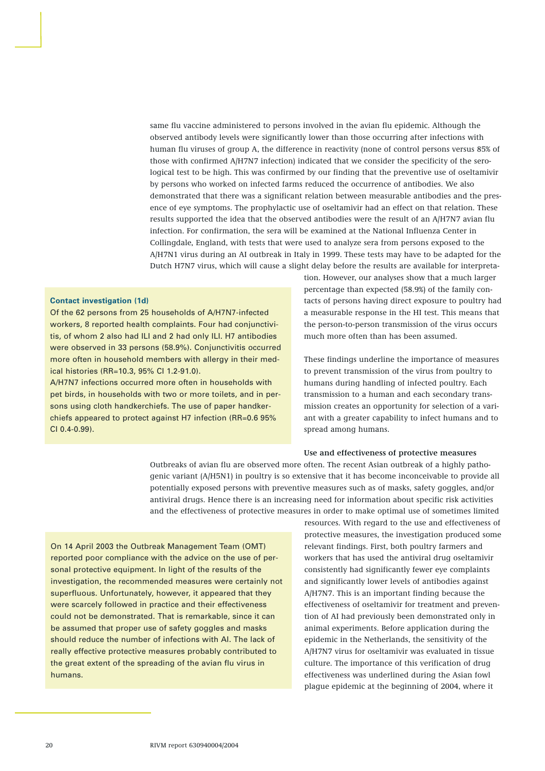same flu vaccine administered to persons involved in the avian flu epidemic. Although the observed antibody levels were significantly lower than those occurring after infections with human flu viruses of group A, the difference in reactivity (none of control persons versus 85% of those with confirmed A/H7N7 infection) indicated that we consider the specificity of the serological test to be high. This was confirmed by our finding that the preventive use of oseltamivir by persons who worked on infected farms reduced the occurrence of antibodies. We also demonstrated that there was a significant relation between measurable antibodies and the presence of eye symptoms. The prophylactic use of oseltamivir had an effect on that relation. These results supported the idea that the observed antibodies were the result of an A/H7N7 avian flu infection. For confirmation, the sera will be examined at the National Influenza Center in Collingdale, England, with tests that were used to analyze sera from persons exposed to the A/H7N1 virus during an AI outbreak in Italy in 1999. These tests may have to be adapted for the Dutch H7N7 virus, which will cause a slight delay before the results are available for interpretation. However, our analyses show that a much larger percentage than expected (58.9%) of the family contacts of persons having direct exposure to poultry had a measurable response in the HI test. This means that the person-to-person transmission of the virus occurs much more often than has been assumed.

These findings underline the importance of measures to prevent transmission of the virus from poultry to humans during handling of infected poultry. Each transmission to a human and each secondary transmission creates an opportunity for selection of a variant with a greater capability to infect humans and to spread among humans.

**Contact investigation (1d)**

Of the 62 persons from 25 households of A/H7N7-infected workers, 8 reported health complaints. Four had conjunctivitis, of whom 2 also had ILI and 2 had only ILI. H7 antibodies were observed in 33 persons (58.9%). Conjunctivitis occurred more often in household members with allergy in their medical histories (RR=10.3, 95% CI 1.2-91.0).

A/H7N7 infections occurred more often in households with pet birds, in households with two or more toilets, and in persons using cloth handkerchiefs. The use of paper handkerchiefs appeared to protect against H7 infection (RR=0.6 95% CI 0.4-0.99).

**Use and effectiveness of protective measures**

Outbreaks of avian flu are observed more often. The recent Asian outbreak of a highly pathogenic variant (A/H5N1) in poultry is so extensive that it has become inconceivable to provide all potentially exposed persons with preventive measures such as of masks, safety goggles, and/or antiviral drugs. Hence there is an increasing need for information about specific risk activities and the effectiveness of protective measures in order to make optimal use of sometimes limited resources. With regard to the use and effectiveness of protective measures, the investigation produced some relevant findings. First, both poultry farmers and workers that has used the antiviral drug oseltamivir consistently had significantly fewer eye complaints and significantly lower levels of antibodies against A/H7N7. This is an important finding because the effectiveness of oseltamivir for treatment and prevention of AI had previously been demonstrated only in animal experiments. Before application during the epidemic in the Netherlands, the sensitivity of the A/H7N7 virus for oseltamivir was evaluated in tissue culture. The importance of this verification of drug effectiveness was underlined during the Asian fowl plague epidemic at the beginning of 2004, where it

On 14 April 2003 the Outbreak Management Team (OMT) reported poor compliance with the advice on the use of personal protective equipment. In light of the results of the investigation, the recommended measures were certainly not superfluous. Unfortunately, however, it appeared that they were scarcely followed in practice and their effectiveness could not be demonstrated. That is remarkable, since it can be assumed that proper use of safety goggles and masks should reduce the number of infections with AI. The lack of really effective protective measures probably contributed to the great extent of the spreading of the avian flu virus in humans.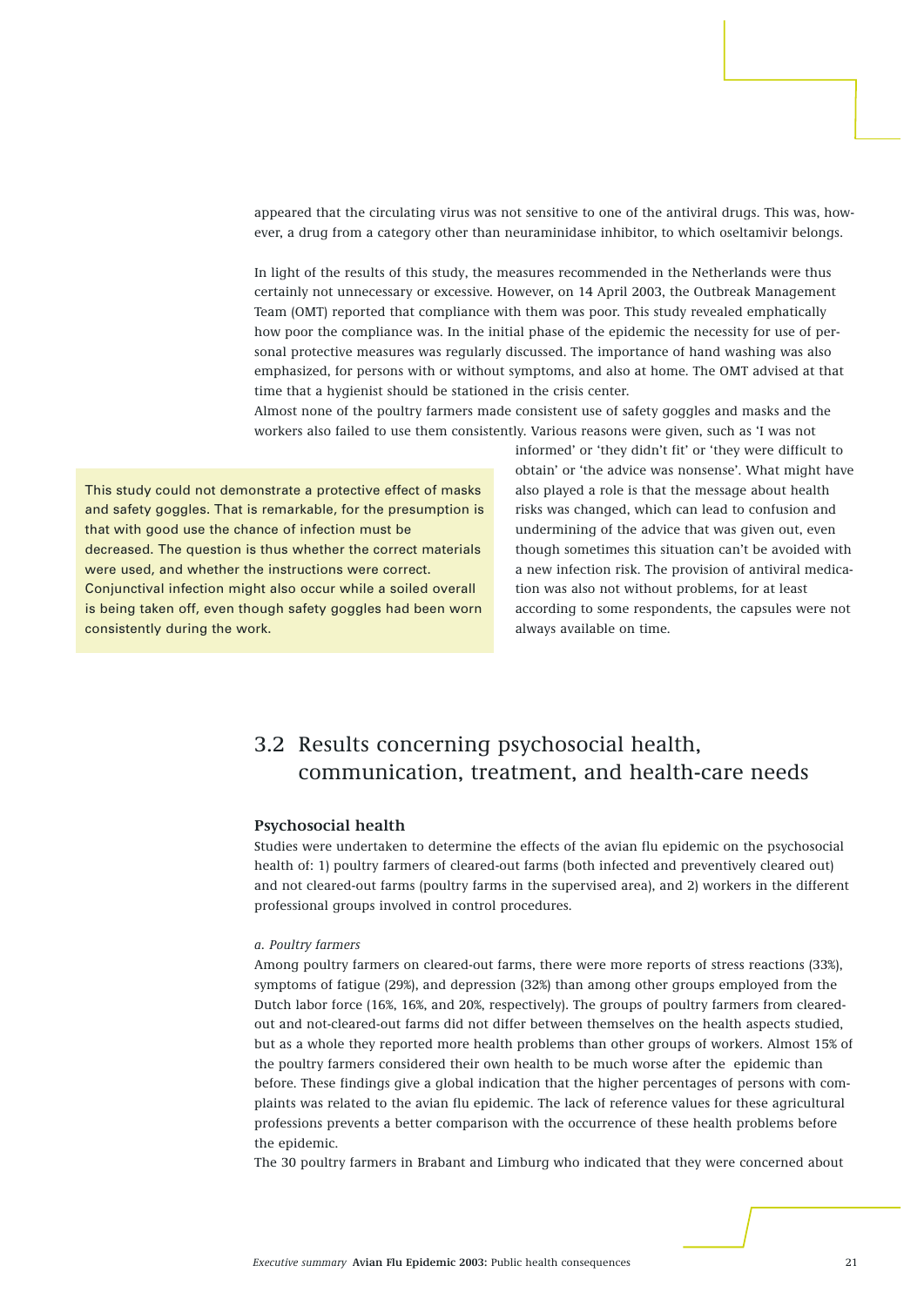appeared that the circulating virus was not sensitive to one of the antiviral drugs. This was, however, a drug from a category other than neuraminidase inhibitor, to which oseltamivir belongs.

In light of the results of this study, the measures recommended in the Netherlands were thus certainly not unnecessary or excessive. However, on 14 April 2003, the Outbreak Management Team (OMT) reported that compliance with them was poor. This study revealed emphatically how poor the compliance was. In the initial phase of the epidemic the necessity for use of personal protective measures was regularly discussed. The importance of hand washing was also emphasized, for persons with or without symptoms, and also at home. The OMT advised at that time that a hygienist should be stationed in the crisis center.

Almost none of the poultry farmers made consistent use of safety goggles and masks and the workers also failed to use them consistently. Various reasons were given, such as 'I was not informed' or 'they didn't fit' or 'they were difficult to obtain' or 'the advice was nonsense'. What might have also played a role is that the message about health risks was changed, which can lead to confusion and undermining of the advice that was given out, even though sometimes this situation can't be avoided with a new infection risk. The provision of antiviral medication was also not without problems, for at least according to some respondents, the capsules were not always available on time.

> This study could not demonstrate a protective effect of masks and safety goggles. That is remarkable, for the presumption is that with good use the chance of infection must be decreased. The question is thus whether the correct materials were used, and whether the instructions were correct. Conjunctival infection might also occur while a soiled overall is being taken off, even though safety goggles had been worn consistently during the work.

## 3.2 Results concerning psychosocial health, communication, treatment, and health-care needs

### Psychosocial health

Studies were undertaken to determine the effects of the avian flu epidemic on the psychosocial health of: 1) poultry farmers of cleared-out farms (both infected and preventively cleared out) and not cleared-out farms (poultry farms in the supervised area), and 2) workers in the different professional groups involved in control procedures.

*a. Poultry farmers*

Among poultry farmers on cleared-out farms, there were more reports of stress reactions (33%), symptoms of fatigue (29%), and depression (32%) than among other groups employed from the Dutch labor force (16%, 16%, and 20%, respectively). The groups of poultry farmers from cleared-out and not-cleared-out farms did not differ between themselves on the health aspects studied, but as a whole they reported more health problems than other groups of workers. Almost 15% of the poultry farmers considered their own health to be much worse after the epidemic than before. These findings give a global indication that the higher percentages of persons with complaints was related to the avian flu epidemic. The lack of reference values for these agricultural professions prevents a better comparison with the occurrence of these health problems before the epidemic.

The 30 poultry farmers in Brabant and Limburg who indicated that they were concerned about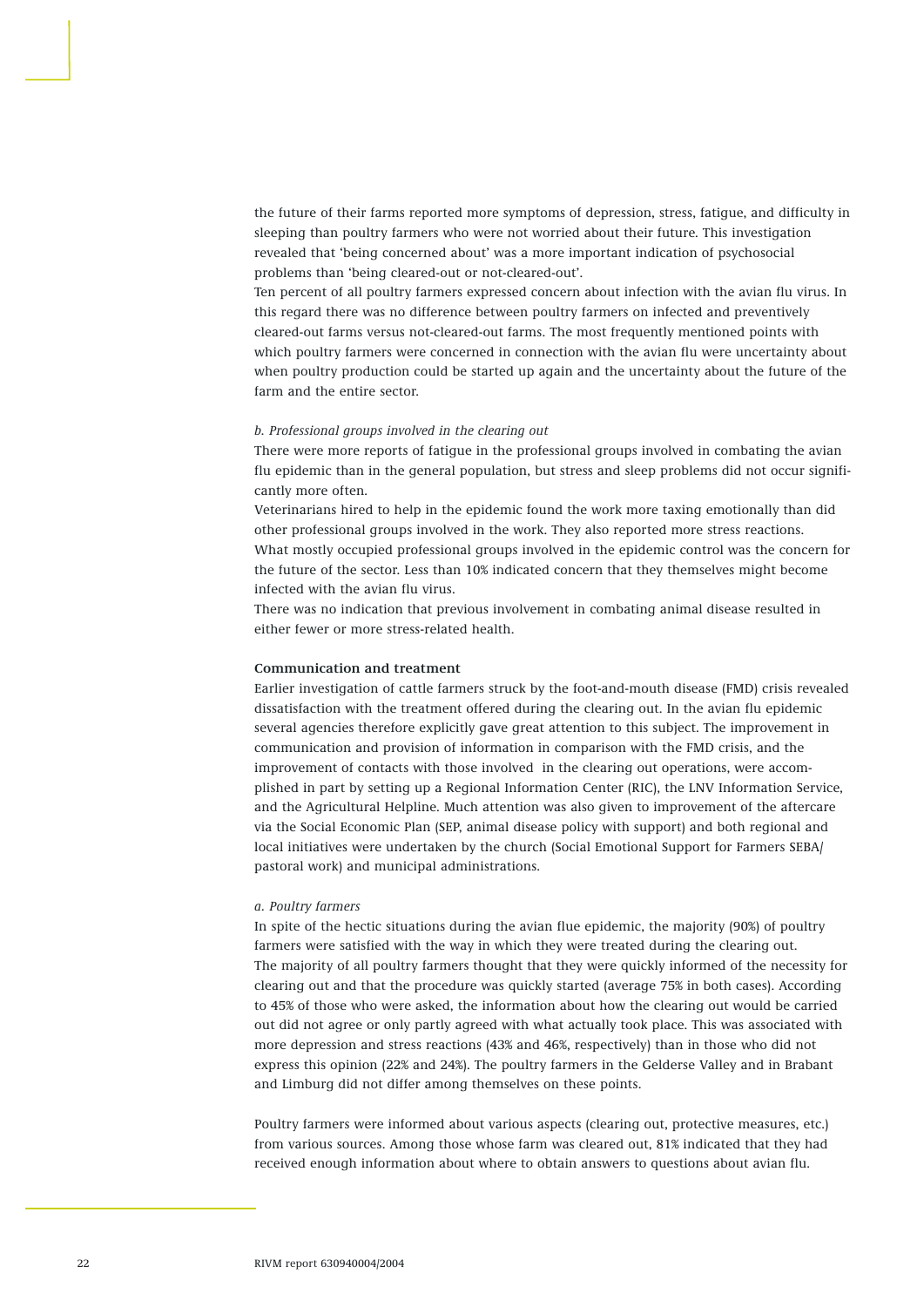the future of their farms reported more symptoms of depression, stress, fatigue, and difficulty in sleeping than poultry farmers who were not worried about their future. This investigation revealed that 'being concerned about' was a more important indication of psychosocial problems than 'being cleared-out or not-cleared-out'.
Ten percent of all poultry farmers expressed concern about infection with the avian flu virus. In this regard there was no difference between poultry farmers on infected and preventively cleared-out farms versus not-cleared-out farms. The most frequently mentioned points with which poultry farmers were concerned in connection with the avian flu were uncertainty about when poultry production could be started up again and the uncertainty about the future of the farm and the entire sector.

*b. Professional groups involved in the clearing out*

There were more reports of fatigue in the professional groups involved in combating the avian flu epidemic than in the general population, but stress and sleep problems did not occur significantly more often.
Veterinarians hired to help in the epidemic found the work more taxing emotionally than did other professional groups involved in the work. They also reported more stress reactions.
What mostly occupied professional groups involved in the epidemic control was the concern for the future of the sector. Less than 10% indicated concern that they themselves might become infected with the avian flu virus.
There was no indication that previous involvement in combating animal disease resulted in either fewer or more stress-related health.

**Communication and treatment**

Earlier investigation of cattle farmers struck by the foot-and-mouth disease (FMD) crisis revealed dissatisfaction with the treatment offered during the clearing out. In the avian flu epidemic several agencies therefore explicitly gave great attention to this subject. The improvement in communication and provision of information in comparison with the FMD crisis, and the improvement of contacts with those involved in the clearing out operations, were accomplished in part by setting up a Regional Information Center (RIC), the LNV Information Service, and the Agricultural Helpline. Much attention was also given to improvement of the aftercare via the Social Economic Plan (SEP, animal disease policy with support) and both regional and local initiatives were undertaken by the church (Social Emotional Support for Farmers SEBA/ pastoral work) and municipal administrations.

*a. Poultry farmers*

In spite of the hectic situations during the avian flue epidemic, the majority (90%) of poultry farmers were satisfied with the way in which they were treated during the clearing out.
The majority of all poultry farmers thought that they were quickly informed of the necessity for clearing out and that the procedure was quickly started (average 75% in both cases). According to 45% of those who were asked, the information about how the clearing out would be carried out did not agree or only partly agreed with what actually took place. This was associated with more depression and stress reactions (43% and 46%, respectively) than in those who did not express this opinion (22% and 24%). The poultry farmers in the Gelderse Valley and in Brabant and Limburg did not differ among themselves on these points.

Poultry farmers were informed about various aspects (clearing out, protective measures, etc.) from various sources. Among those whose farm was cleared out, 81% indicated that they had received enough information about where to obtain answers to questions about avian flu.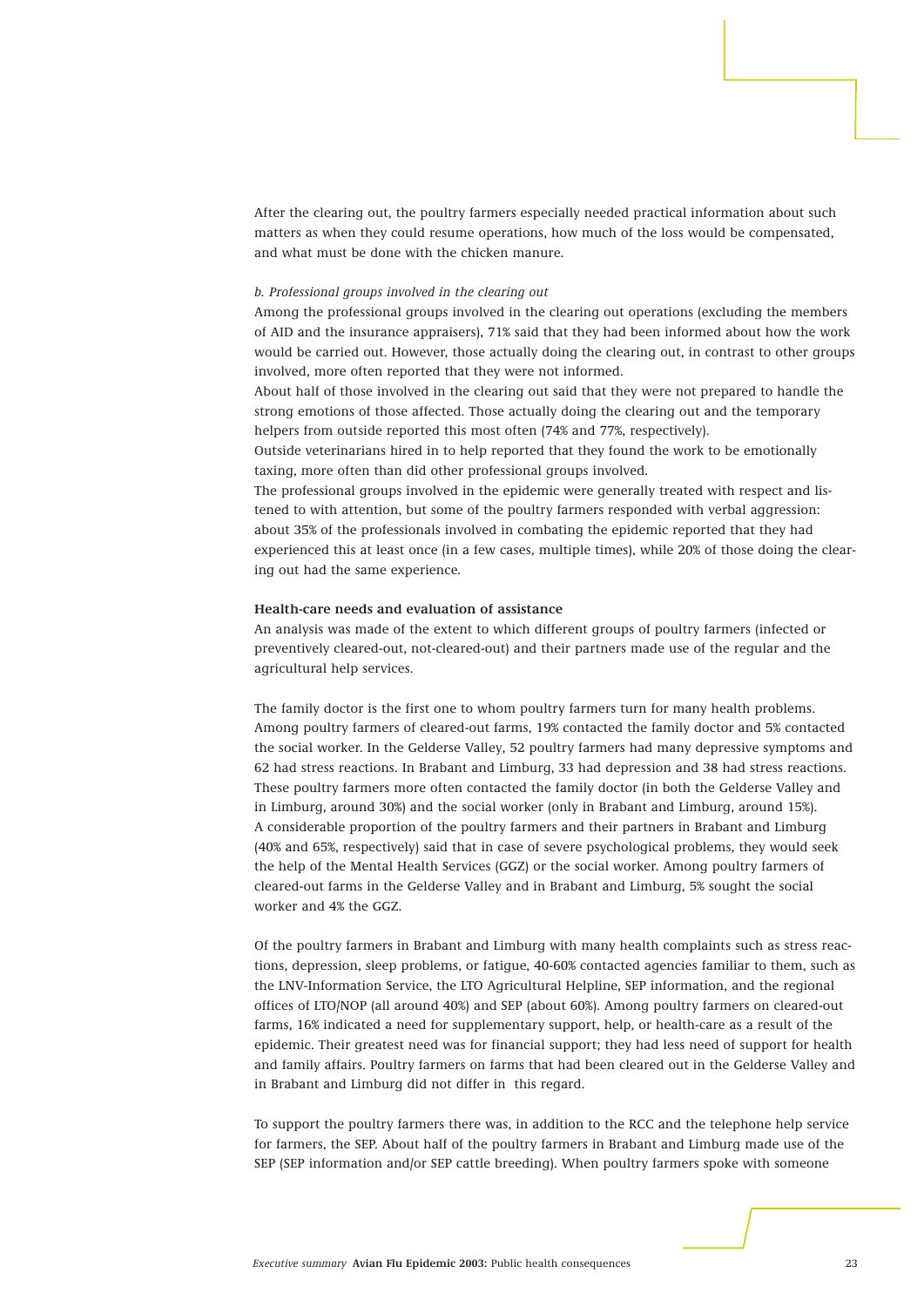After the clearing out, the poultry farmers especially needed practical information about such matters as when they could resume operations, how much of the loss would be compensated, and what must be done with the chicken manure.

*b. Professional groups involved in the clearing out*

Among the professional groups involved in the clearing out operations (excluding the members of AID and the insurance appraisers), 71% said that they had been informed about how the work would be carried out. However, those actually doing the clearing out, in contrast to other groups involved, more often reported that they were not informed.

About half of those involved in the clearing out said that they were not prepared to handle the strong emotions of those affected. Those actually doing the clearing out and the temporary helpers from outside reported this most often (74% and 77%, respectively).

Outside veterinarians hired in to help reported that they found the work to be emotionally taxing, more often than did other professional groups involved.

The professional groups involved in the epidemic were generally treated with respect and listened to with attention, but some of the poultry farmers responded with verbal aggression: about 35% of the professionals involved in combating the epidemic reported that they had experienced this at least once (in a few cases, multiple times), while 20% of those doing the clearing out had the same experience.

**Health-care needs and evaluation of assistance**

An analysis was made of the extent to which different groups of poultry farmers (infected or preventively cleared-out, not-cleared-out) and their partners made use of the regular and the agricultural help services.

The family doctor is the first one to whom poultry farmers turn for many health problems. Among poultry farmers of cleared-out farms, 19% contacted the family doctor and 5% contacted the social worker. In the Gelderse Valley, 52 poultry farmers had many depressive symptoms and 62 had stress reactions. In Brabant and Limburg, 33 had depression and 38 had stress reactions. These poultry farmers more often contacted the family doctor (in both the Gelderse Valley and in Limburg, around 30%) and the social worker (only in Brabant and Limburg, around 15%). A considerable proportion of the poultry farmers and their partners in Brabant and Limburg (40% and 65%, respectively) said that in case of severe psychological problems, they would seek the help of the Mental Health Services (GGZ) or the social worker. Among poultry farmers of cleared-out farms in the Gelderse Valley and in Brabant and Limburg, 5% sought the social worker and 4% the GGZ.

Of the poultry farmers in Brabant and Limburg with many health complaints such as stress reactions, depression, sleep problems, or fatigue, 40-60% contacted agencies familiar to them, such as the LNV-Information Service, the LTO Agricultural Helpline, SEP information, and the regional offices of LTO/NOP (all around 40%) and SEP (about 60%). Among poultry farmers on cleared-out farms, 16% indicated a need for supplementary support, help, or health-care as a result of the epidemic. Their greatest need was for financial support; they had less need of support for health and family affairs. Poultry farmers on farms that had been cleared out in the Gelderse Valley and in Brabant and Limburg did not differ in this regard.

To support the poultry farmers there was, in addition to the RCC and the telephone help service for farmers, the SEP. About half of the poultry farmers in Brabant and Limburg made use of the SEP (SEP information and/or SEP cattle breeding). When poultry farmers spoke with someone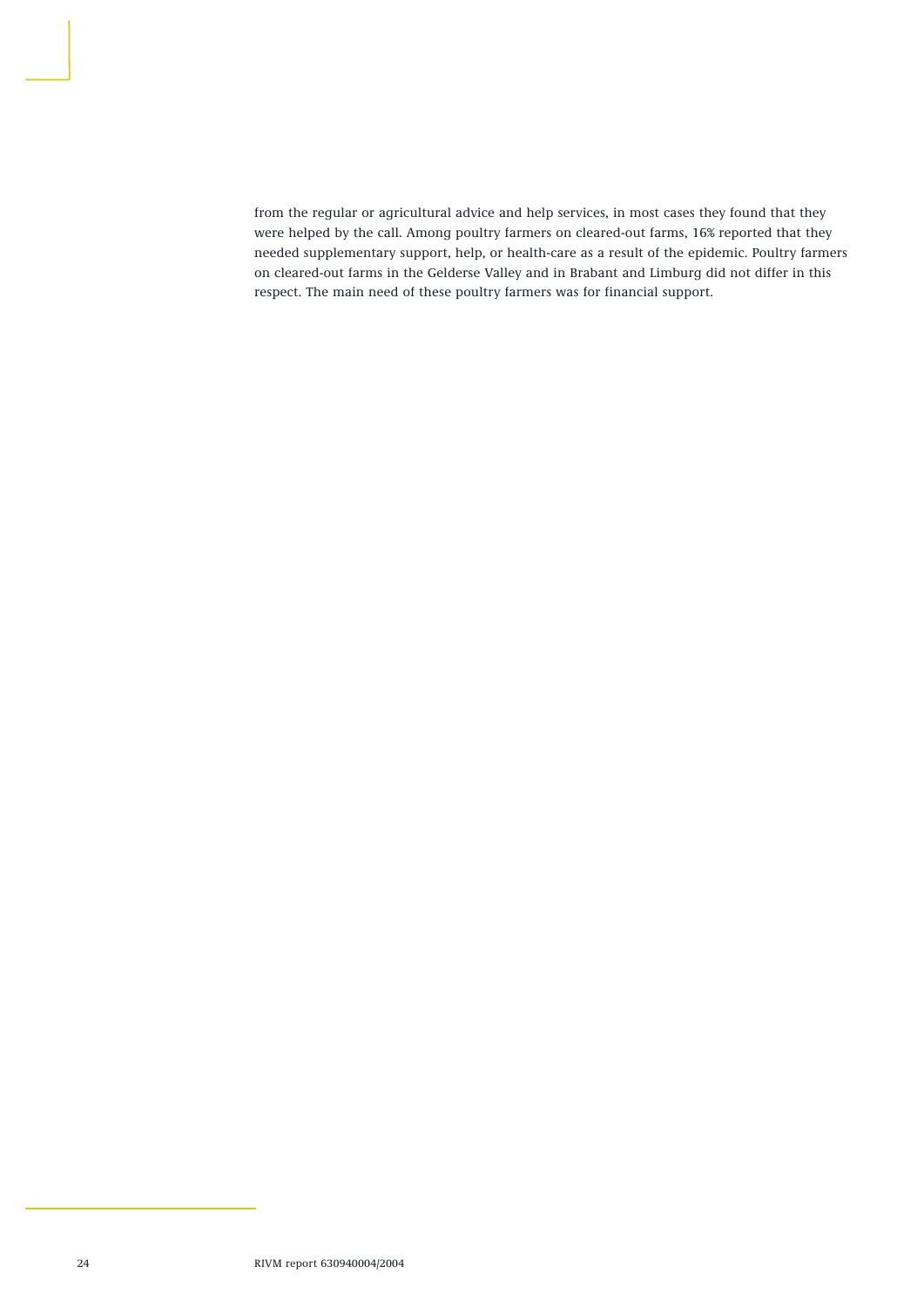from the regular or agricultural advice and help services, in most cases they found that they were helped by the call. Among poultry farmers on cleared-out farms, 16% reported that they needed supplementary support, help, or health-care as a result of the epidemic. Poultry farmers on cleared-out farms in the Gelderse Valley and in Brabant and Limburg did not differ in this respect. The main need of these poultry farmers was for financial support.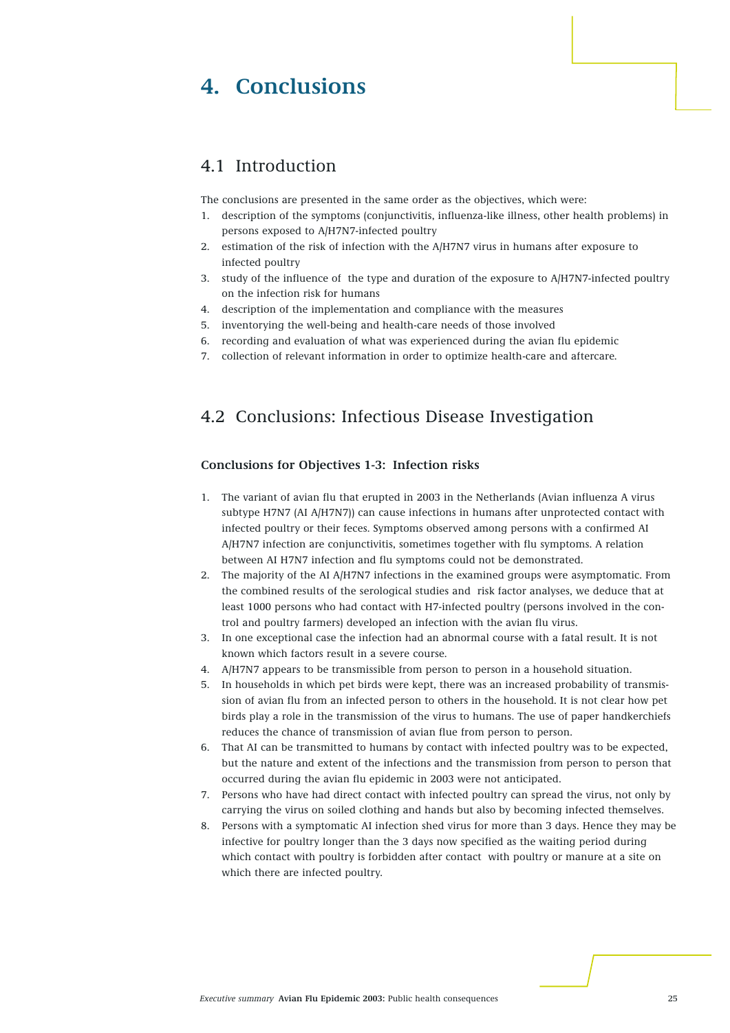# 4. Conclusions

## 4.1 Introduction

The conclusions are presented in the same order as the objectives, which were:

1. description of the symptoms (conjunctivitis, influenza-like illness, other health problems) in persons exposed to A/H7N7-infected poultry
2. estimation of the risk of infection with the A/H7N7 virus in humans after exposure to infected poultry
3. study of the influence of the type and duration of the exposure to A/H7N7-infected poultry on the infection risk for humans
4. description of the implementation and compliance with the measures
5. inventorying the well-being and health-care needs of those involved
6. recording and evaluation of what was experienced during the avian flu epidemic
7. collection of relevant information in order to optimize health-care and aftercare.

## 4.2 Conclusions: Infectious Disease Investigation

**Conclusions for Objectives 1-3: Infection risks**

1. The variant of avian flu that erupted in 2003 in the Netherlands (Avian influenza A virus subtype H7N7 (AI A/H7N7)) can cause infections in humans after unprotected contact with infected poultry or their feces. Symptoms observed among persons with a confirmed AI A/H7N7 infection are conjunctivitis, sometimes together with flu symptoms. A relation between AI H7N7 infection and flu symptoms could not be demonstrated.
2. The majority of the AI A/H7N7 infections in the examined groups were asymptomatic. From the combined results of the serological studies and risk factor analyses, we deduce that at least 1000 persons who had contact with H7-infected poultry (persons involved in the control and poultry farmers) developed an infection with the avian flu virus.
3. In one exceptional case the infection had an abnormal course with a fatal result. It is not known which factors result in a severe course.
4. A/H7N7 appears to be transmissible from person to person in a household situation.
5. In households in which pet birds were kept, there was an increased probability of transmission of avian flu from an infected person to others in the household. It is not clear how pet birds play a role in the transmission of the virus to humans. The use of paper handkerchiefs reduces the chance of transmission of avian flue from person to person.
6. That AI can be transmitted to humans by contact with infected poultry was to be expected, but the nature and extent of the infections and the transmission from person to person that occurred during the avian flu epidemic in 2003 were not anticipated.
7. Persons who have had direct contact with infected poultry can spread the virus, not only by carrying the virus on soiled clothing and hands but also by becoming infected themselves.
8. Persons with a symptomatic AI infection shed virus for more than 3 days. Hence they may be infective for poultry longer than the 3 days now specified as the waiting period during which contact with poultry is forbidden after contact with poultry or manure at a site on which there are infected poultry.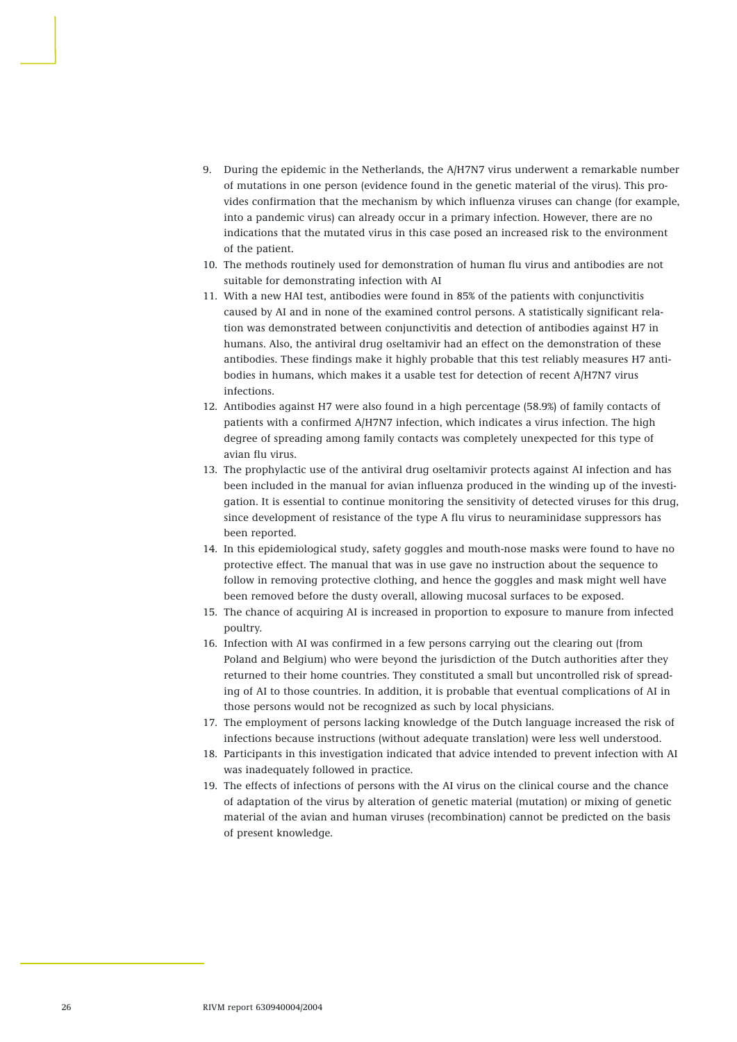9. During the epidemic in the Netherlands, the A/H7N7 virus underwent a remarkable number of mutations in one person (evidence found in the genetic material of the virus). This provides confirmation that the mechanism by which influenza viruses can change (for example, into a pandemic virus) can already occur in a primary infection. However, there are no indications that the mutated virus in this case posed an increased risk to the environment of the patient.
10. The methods routinely used for demonstration of human flu virus and antibodies are not suitable for demonstrating infection with AI
11. With a new HAI test, antibodies were found in 85% of the patients with conjunctivitis caused by AI and in none of the examined control persons. A statistically significant relation was demonstrated between conjunctivitis and detection of antibodies against H7 in humans. Also, the antiviral drug oseltamivir had an effect on the demonstration of these antibodies. These findings make it highly probable that this test reliably measures H7 antibodies in humans, which makes it a usable test for detection of recent A/H7N7 virus infections.
12. Antibodies against H7 were also found in a high percentage (58.9%) of family contacts of patients with a confirmed A/H7N7 infection, which indicates a virus infection. The high degree of spreading among family contacts was completely unexpected for this type of avian flu virus.
13. The prophylactic use of the antiviral drug oseltamivir protects against AI infection and has been included in the manual for avian influenza produced in the winding up of the investigation. It is essential to continue monitoring the sensitivity of detected viruses for this drug, since development of resistance of the type A flu virus to neuraminidase suppressors has been reported.
14. In this epidemiological study, safety goggles and mouth-nose masks were found to have no protective effect. The manual that was in use gave no instruction about the sequence to follow in removing protective clothing, and hence the goggles and mask might well have been removed before the dusty overall, allowing mucosal surfaces to be exposed.
15. The chance of acquiring AI is increased in proportion to exposure to manure from infected poultry.
16. Infection with AI was confirmed in a few persons carrying out the clearing out (from Poland and Belgium) who were beyond the jurisdiction of the Dutch authorities after they returned to their home countries. They constituted a small but uncontrolled risk of spreading of AI to those countries. In addition, it is probable that eventual complications of AI in those persons would not be recognized as such by local physicians.
17. The employment of persons lacking knowledge of the Dutch language increased the risk of infections because instructions (without adequate translation) were less well understood.
18. Participants in this investigation indicated that advice intended to prevent infection with AI was inadequately followed in practice.
19. The effects of infections of persons with the AI virus on the clinical course and the chance of adaptation of the virus by alteration of genetic material (mutation) or mixing of genetic material of the avian and human viruses (recombination) cannot be predicted on the basis of present knowledge.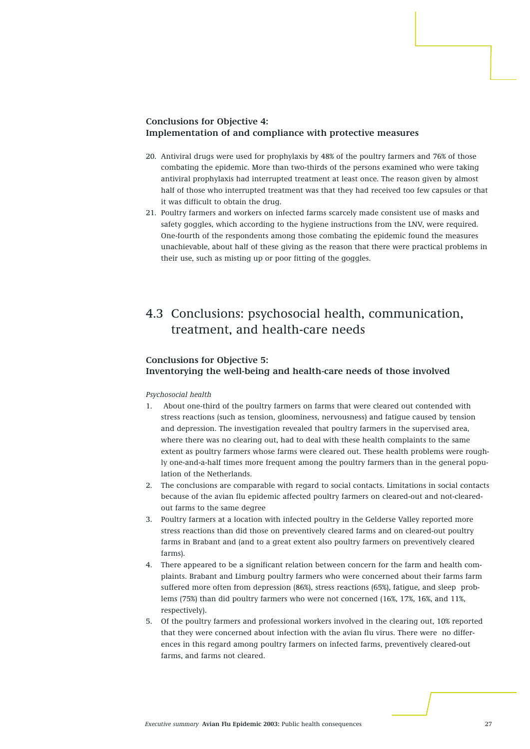### Conclusions for Objective 4: Implementation of and compliance with protective measures

20. Antiviral drugs were used for prophylaxis by 48% of the poultry farmers and 76% of those combating the epidemic. More than two-thirds of the persons examined who were taking antiviral prophylaxis had interrupted treatment at least once. The reason given by almost half of those who interrupted treatment was that they had received too few capsules or that it was difficult to obtain the drug.
21. Poultry farmers and workers on infected farms scarcely made consistent use of masks and safety goggles, which according to the hygiene instructions from the LNV, were required. One-fourth of the respondents among those combating the epidemic found the measures unachievable, about half of these giving as the reason that there were practical problems in their use, such as misting up or poor fitting of the goggles.

## 4.3 Conclusions: psychosocial health, communication, treatment, and health-care needs

### Conclusions for Objective 5: Inventorying the well-being and health-care needs of those involved

*Psychosocial health*

1. About one-third of the poultry farmers on farms that were cleared out contended with stress reactions (such as tension, gloominess, nervousness) and fatigue caused by tension and depression. The investigation revealed that poultry farmers in the supervised area, where there was no clearing out, had to deal with these health complaints to the same extent as poultry farmers whose farms were cleared out. These health problems were roughly one-and-a-half times more frequent among the poultry farmers than in the general population of the Netherlands.
2. The conclusions are comparable with regard to social contacts. Limitations in social contacts because of the avian flu epidemic affected poultry farmers on cleared-out and not-cleared-out farms to the same degree
3. Poultry farmers at a location with infected poultry in the Gelderse Valley reported more stress reactions than did those on preventively cleared farms and on cleared-out poultry farms in Brabant and (and to a great extent also poultry farmers on preventively cleared farms).
4. There appeared to be a significant relation between concern for the farm and health complaints. Brabant and Limburg poultry farmers who were concerned about their farms farm suffered more often from depression (86%), stress reactions (65%), fatigue, and sleep problems (75%) than did poultry farmers who were not concerned (16%, 17%, 16%, and 11%, respectively).
5. Of the poultry farmers and professional workers involved in the clearing out, 10% reported that they were concerned about infection with the avian flu virus. There were no differences in this regard among poultry farmers on infected farms, preventively cleared-out farms, and farms not cleared.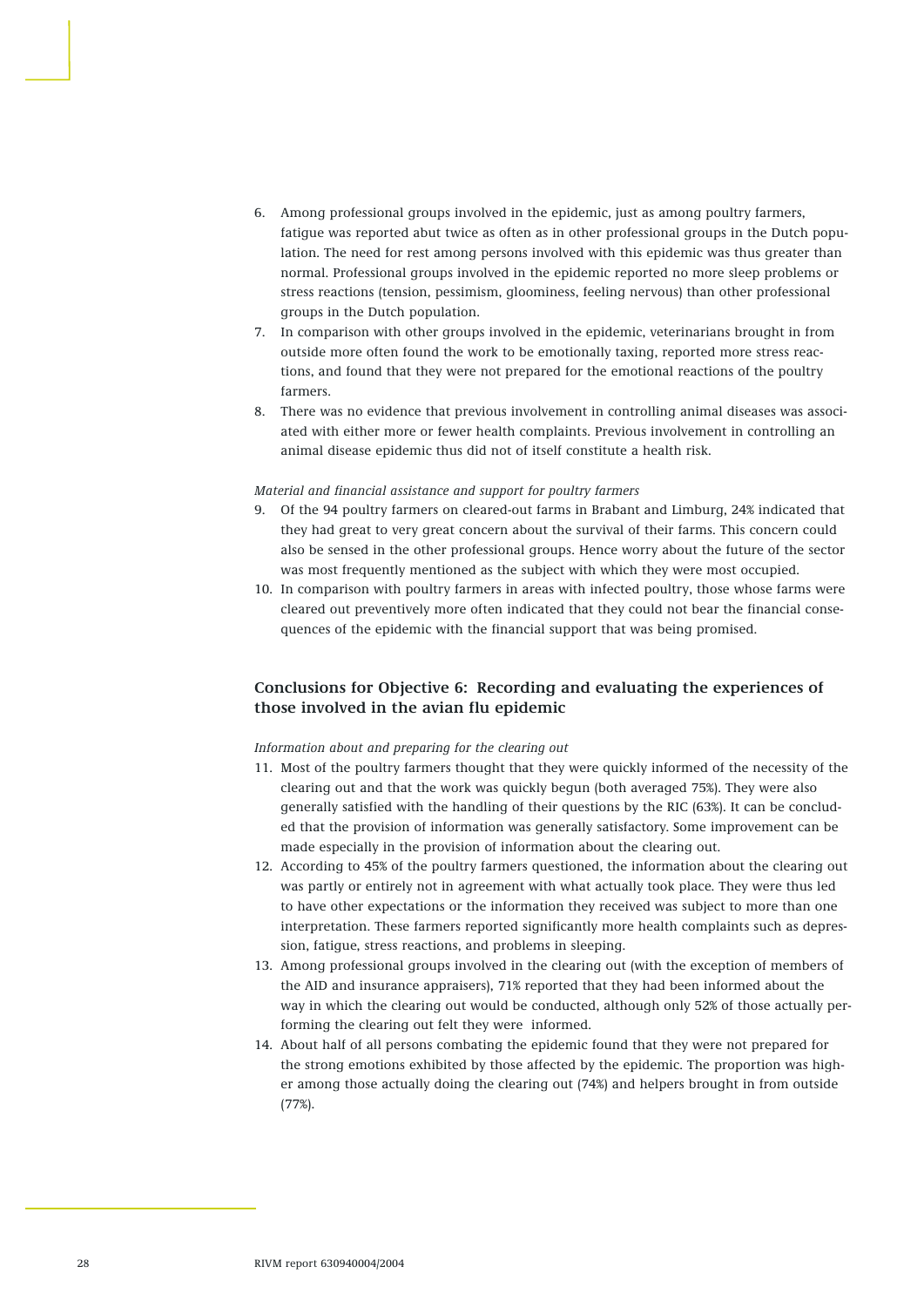6. Among professional groups involved in the epidemic, just as among poultry farmers, fatigue was reported abut twice as often as in other professional groups in the Dutch population. The need for rest among persons involved with this epidemic was thus greater than normal. Professional groups involved in the epidemic reported no more sleep problems or stress reactions (tension, pessimism, gloominess, feeling nervous) than other professional groups in the Dutch population.
7. In comparison with other groups involved in the epidemic, veterinarians brought in from outside more often found the work to be emotionally taxing, reported more stress reactions, and found that they were not prepared for the emotional reactions of the poultry farmers.
8. There was no evidence that previous involvement in controlling animal diseases was associated with either more or fewer health complaints. Previous involvement in controlling an animal disease epidemic thus did not of itself constitute a health risk.

*Material and financial assistance and support for poultry farmers*

9. Of the 94 poultry farmers on cleared-out farms in Brabant and Limburg, 24% indicated that they had great to very great concern about the survival of their farms. This concern could also be sensed in the other professional groups. Hence worry about the future of the sector was most frequently mentioned as the subject with which they were most occupied.
10. In comparison with poultry farmers in areas with infected poultry, those whose farms were cleared out preventively more often indicated that they could not bear the financial consequences of the epidemic with the financial support that was being promised.

## Conclusions for Objective 6: Recording and evaluating the experiences of those involved in the avian flu epidemic

*Information about and preparing for the clearing out*

11. Most of the poultry farmers thought that they were quickly informed of the necessity of the clearing out and that the work was quickly begun (both averaged 75%). They were also generally satisfied with the handling of their questions by the RIC (63%). It can be concluded that the provision of information was generally satisfactory. Some improvement can be made especially in the provision of information about the clearing out.
12. According to 45% of the poultry farmers questioned, the information about the clearing out was partly or entirely not in agreement with what actually took place. They were thus led to have other expectations or the information they received was subject to more than one interpretation. These farmers reported significantly more health complaints such as depression, fatigue, stress reactions, and problems in sleeping.
13. Among professional groups involved in the clearing out (with the exception of members of the AID and insurance appraisers), 71% reported that they had been informed about the way in which the clearing out would be conducted, although only 52% of those actually performing the clearing out felt they were informed.
14. About half of all persons combating the epidemic found that they were not prepared for the strong emotions exhibited by those affected by the epidemic. The proportion was higher among those actually doing the clearing out (74%) and helpers brought in from outside (77%).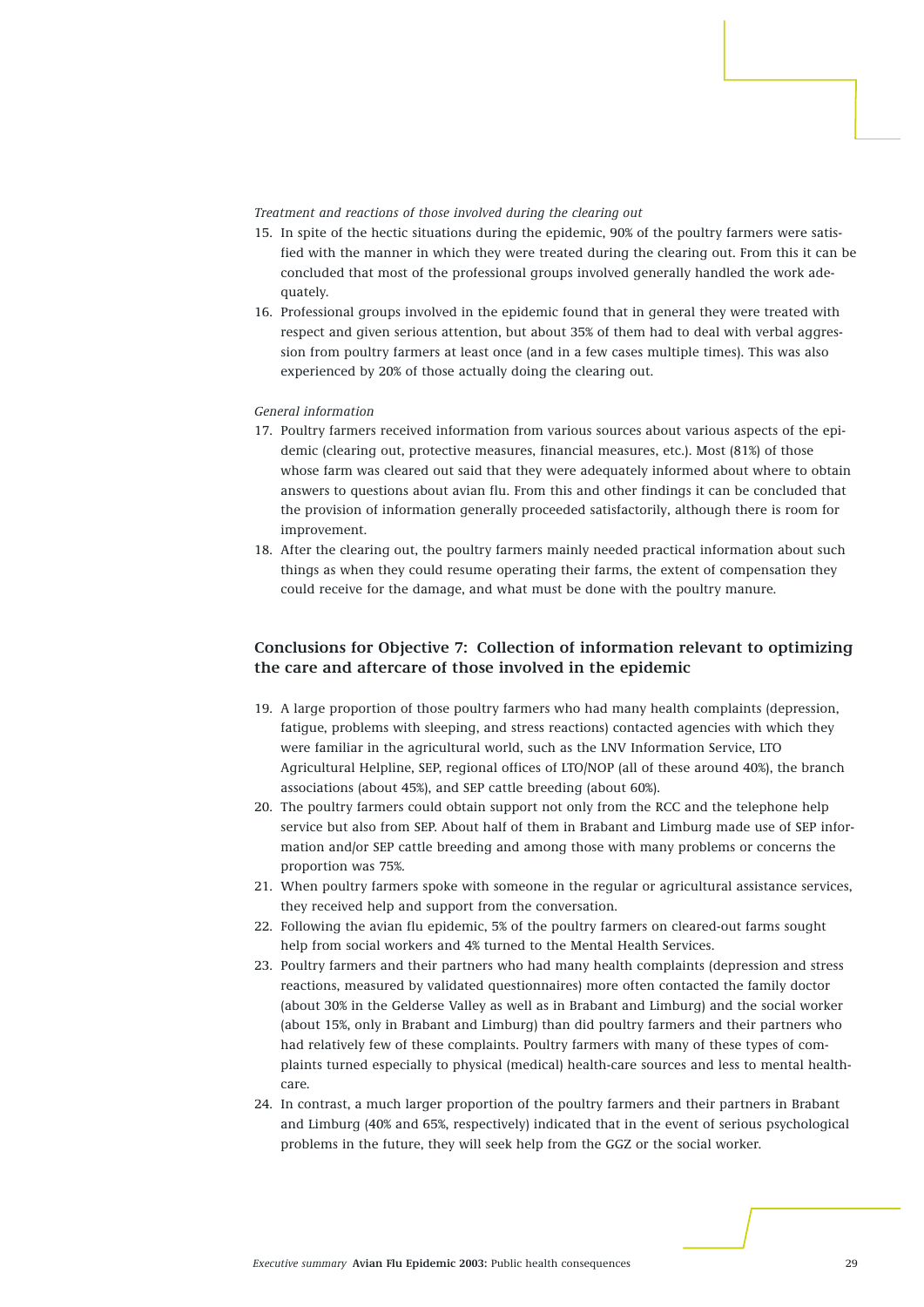*Treatment and reactions of those involved during the clearing out*

15. In spite of the hectic situations during the epidemic, 90% of the poultry farmers were satisfied with the manner in which they were treated during the clearing out. From this it can be concluded that most of the professional groups involved generally handled the work adequately.
16. Professional groups involved in the epidemic found that in general they were treated with respect and given serious attention, but about 35% of them had to deal with verbal aggression from poultry farmers at least once (and in a few cases multiple times). This was also experienced by 20% of those actually doing the clearing out.

*General information*

17. Poultry farmers received information from various sources about various aspects of the epidemic (clearing out, protective measures, financial measures, etc.). Most (81%) of those whose farm was cleared out said that they were adequately informed about where to obtain answers to questions about avian flu. From this and other findings it can be concluded that the provision of information generally proceeded satisfactorily, although there is room for improvement.
18. After the clearing out, the poultry farmers mainly needed practical information about such things as when they could resume operating their farms, the extent of compensation they could receive for the damage, and what must be done with the poultry manure.

## Conclusions for Objective 7: Collection of information relevant to optimizing the care and aftercare of those involved in the epidemic

19. A large proportion of those poultry farmers who had many health complaints (depression, fatigue, problems with sleeping, and stress reactions) contacted agencies with which they were familiar in the agricultural world, such as the LNV Information Service, LTO Agricultural Helpline, SEP, regional offices of LTO/NOP (all of these around 40%), the branch associations (about 45%), and SEP cattle breeding (about 60%).
20. The poultry farmers could obtain support not only from the RCC and the telephone help service but also from SEP. About half of them in Brabant and Limburg made use of SEP information and/or SEP cattle breeding and among those with many problems or concerns the proportion was 75%.
21. When poultry farmers spoke with someone in the regular or agricultural assistance services, they received help and support from the conversation.
22. Following the avian flu epidemic, 5% of the poultry farmers on cleared-out farms sought help from social workers and 4% turned to the Mental Health Services.
23. Poultry farmers and their partners who had many health complaints (depression and stress reactions, measured by validated questionnaires) more often contacted the family doctor (about 30% in the Gelderse Valley as well as in Brabant and Limburg) and the social worker (about 15%, only in Brabant and Limburg) than did poultry farmers and their partners who had relatively few of these complaints. Poultry farmers with many of these types of complaints turned especially to physical (medical) health-care sources and less to mental health-care.
24. In contrast, a much larger proportion of the poultry farmers and their partners in Brabant and Limburg (40% and 65%, respectively) indicated that in the event of serious psychological problems in the future, they will seek help from the GGZ or the social worker.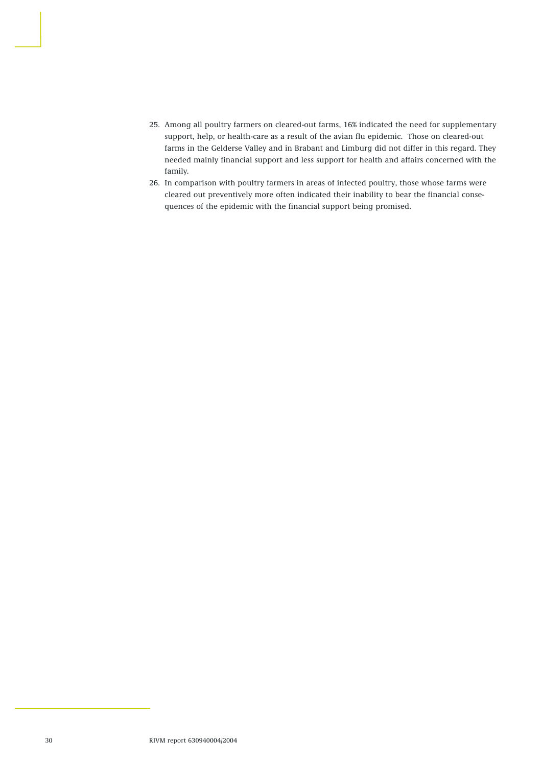25. Among all poultry farmers on cleared-out farms, 16% indicated the need for supplementary support, help, or health-care as a result of the avian flu epidemic. Those on cleared-out farms in the Gelderse Valley and in Brabant and Limburg did not differ in this regard. They needed mainly financial support and less support for health and affairs concerned with the family.
26. In comparison with poultry farmers in areas of infected poultry, those whose farms were cleared out preventively more often indicated their inability to bear the financial consequences of the epidemic with the financial support being promised.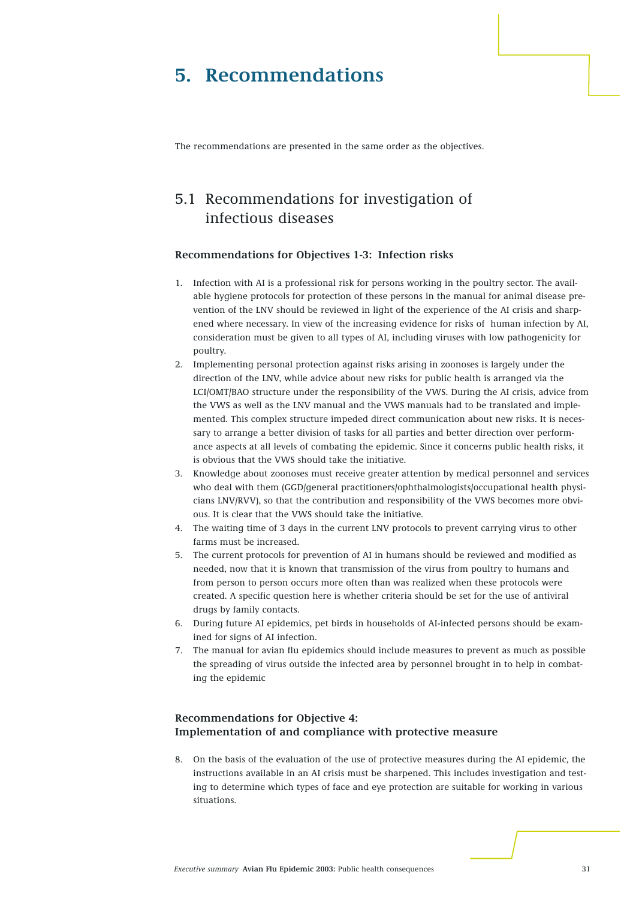# 5. Recommendations

The recommendations are presented in the same order as the objectives.

## 5.1 Recommendations for investigation of infectious diseases

### Recommendations for Objectives 1-3: Infection risks

1. Infection with AI is a professional risk for persons working in the poultry sector. The available hygiene protocols for protection of these persons in the manual for animal disease prevention of the LNV should be reviewed in light of the experience of the AI crisis and sharpened where necessary. In view of the increasing evidence for risks of human infection by AI, consideration must be given to all types of AI, including viruses with low pathogenicity for poultry.
2. Implementing personal protection against risks arising in zoonoses is largely under the direction of the LNV, while advice about new risks for public health is arranged via the LCI/OMT/BAO structure under the responsibility of the VWS. During the AI crisis, advice from the VWS as well as the LNV manual and the VWS manuals had to be translated and implemented. This complex structure impeded direct communication about new risks. It is necessary to arrange a better division of tasks for all parties and better direction over performance aspects at all levels of combating the epidemic. Since it concerns public health risks, it is obvious that the VWS should take the initiative.
3. Knowledge about zoonoses must receive greater attention by medical personnel and services who deal with them (GGD/general practitioners/ophthalmologists/occupational health physicians LNV/RVV), so that the contribution and responsibility of the VWS becomes more obvious. It is clear that the VWS should take the initiative.
4. The waiting time of 3 days in the current LNV protocols to prevent carrying virus to other farms must be increased.
5. The current protocols for prevention of AI in humans should be reviewed and modified as needed, now that it is known that transmission of the virus from poultry to humans and from person to person occurs more often than was realized when these protocols were created. A specific question here is whether criteria should be set for the use of antiviral drugs by family contacts.
6. During future AI epidemics, pet birds in households of AI-infected persons should be examined for signs of AI infection.
7. The manual for avian flu epidemics should include measures to prevent as much as possible the spreading of virus outside the infected area by personnel brought in to help in combating the epidemic

### Recommendations for Objective 4: Implementation of and compliance with protective measure

8. On the basis of the evaluation of the use of protective measures during the AI epidemic, the instructions available in an AI crisis must be sharpened. This includes investigation and testing to determine which types of face and eye protection are suitable for working in various situations.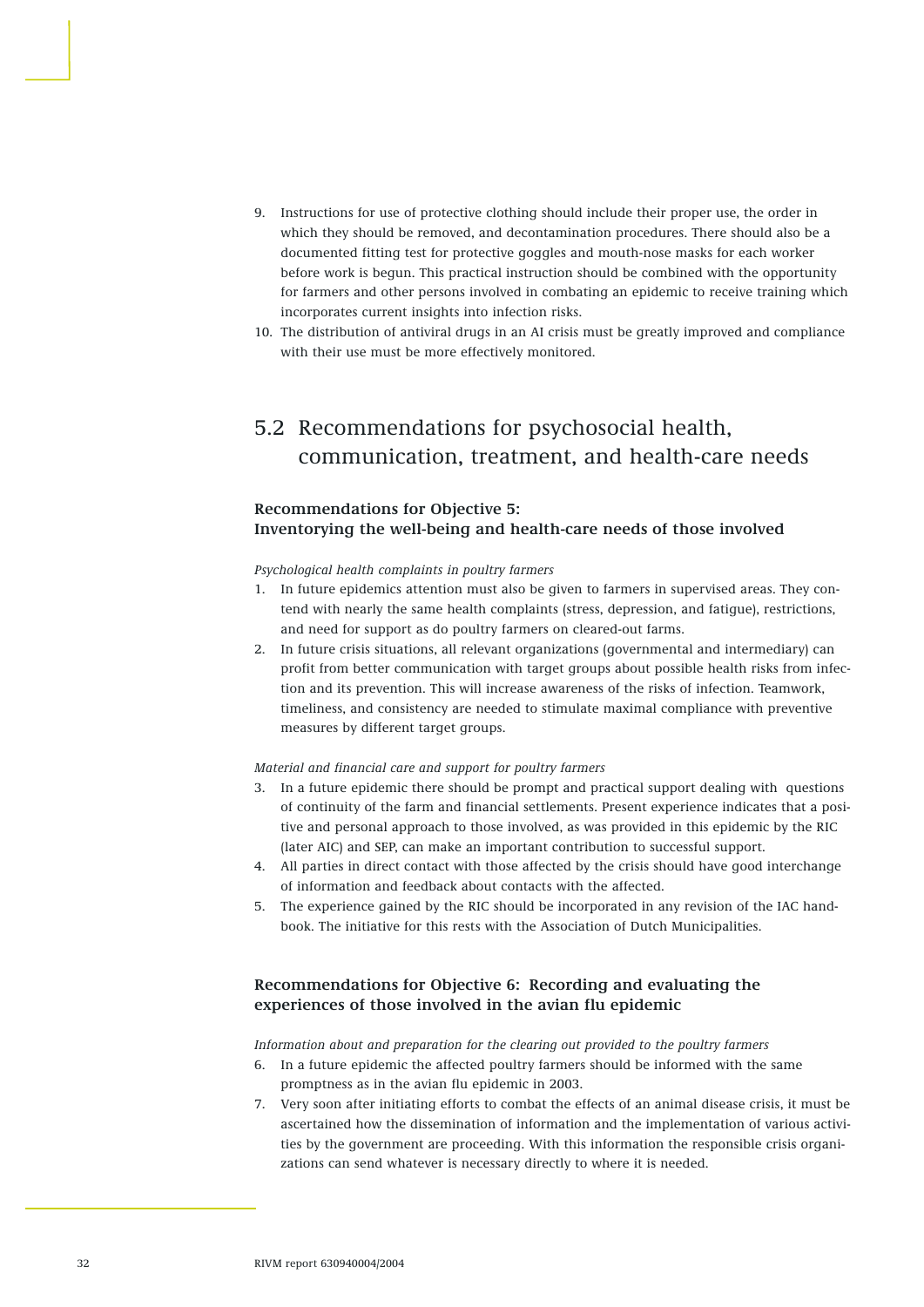9. Instructions for use of protective clothing should include their proper use, the order in which they should be removed, and decontamination procedures. There should also be a documented fitting test for protective goggles and mouth-nose masks for each worker before work is begun. This practical instruction should be combined with the opportunity for farmers and other persons involved in combating an epidemic to receive training which incorporates current insights into infection risks.
10. The distribution of antiviral drugs in an AI crisis must be greatly improved and compliance with their use must be more effectively monitored.

## 5.2 Recommendations for psychosocial health, communication, treatment, and health-care needs

### Recommendations for Objective 5: Inventorying the well-being and health-care needs of those involved

*Psychological health complaints in poultry farmers*

1. In future epidemics attention must also be given to farmers in supervised areas. They contend with nearly the same health complaints (stress, depression, and fatigue), restrictions, and need for support as do poultry farmers on cleared-out farms.
2. In future crisis situations, all relevant organizations (governmental and intermediary) can profit from better communication with target groups about possible health risks from infection and its prevention. This will increase awareness of the risks of infection. Teamwork, timeliness, and consistency are needed to stimulate maximal compliance with preventive measures by different target groups.

*Material and financial care and support for poultry farmers*

3. In a future epidemic there should be prompt and practical support dealing with questions of continuity of the farm and financial settlements. Present experience indicates that a positive and personal approach to those involved, as was provided in this epidemic by the RIC (later AIC) and SEP, can make an important contribution to successful support.
4. All parties in direct contact with those affected by the crisis should have good interchange of information and feedback about contacts with the affected.
5. The experience gained by the RIC should be incorporated in any revision of the IAC handbook. The initiative for this rests with the Association of Dutch Municipalities.

### Recommendations for Objective 6: Recording and evaluating the experiences of those involved in the avian flu epidemic

*Information about and preparation for the clearing out provided to the poultry farmers*

6. In a future epidemic the affected poultry farmers should be informed with the same promptness as in the avian flu epidemic in 2003.
7. Very soon after initiating efforts to combat the effects of an animal disease crisis, it must be ascertained how the dissemination of information and the implementation of various activities by the government are proceeding. With this information the responsible crisis organizations can send whatever is necessary directly to where it is needed.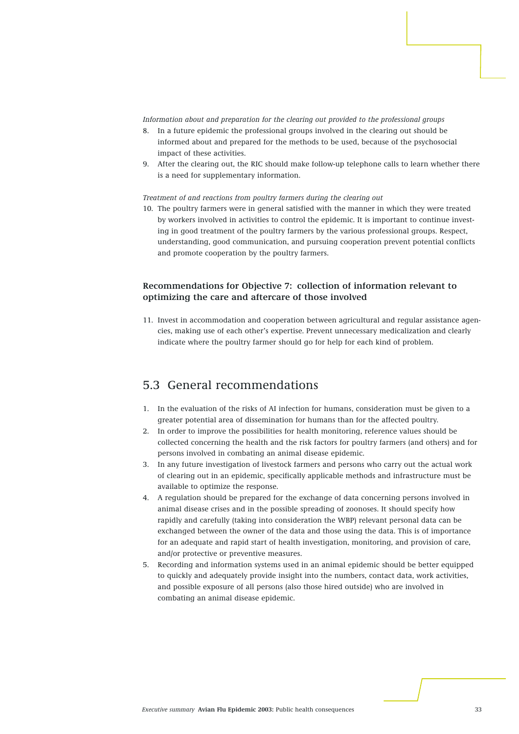*Information about and preparation for the clearing out provided to the professional groups*

8. In a future epidemic the professional groups involved in the clearing out should be informed about and prepared for the methods to be used, because of the psychosocial impact of these activities.
9. After the clearing out, the RIC should make follow-up telephone calls to learn whether there is a need for supplementary information.

*Treatment of and reactions from poultry farmers during the clearing out*

10. The poultry farmers were in general satisfied with the manner in which they were treated by workers involved in activities to control the epidemic. It is important to continue investing in good treatment of the poultry farmers by the various professional groups. Respect, understanding, good communication, and pursuing cooperation prevent potential conflicts and promote cooperation by the poultry farmers.

### Recommendations for Objective 7: collection of information relevant to optimizing the care and aftercare of those involved

11. Invest in accommodation and cooperation between agricultural and regular assistance agencies, making use of each other's expertise. Prevent unnecessary medicalization and clearly indicate where the poultry farmer should go for help for each kind of problem.

## 5.3 General recommendations

1. In the evaluation of the risks of AI infection for humans, consideration must be given to a greater potential area of dissemination for humans than for the affected poultry.
2. In order to improve the possibilities for health monitoring, reference values should be collected concerning the health and the risk factors for poultry farmers (and others) and for persons involved in combating an animal disease epidemic.
3. In any future investigation of livestock farmers and persons who carry out the actual work of clearing out in an epidemic, specifically applicable methods and infrastructure must be available to optimize the response.
4. A regulation should be prepared for the exchange of data concerning persons involved in animal disease crises and in the possible spreading of zoonoses. It should specify how rapidly and carefully (taking into consideration the WBP) relevant personal data can be exchanged between the owner of the data and those using the data. This is of importance for an adequate and rapid start of health investigation, monitoring, and provision of care, and/or protective or preventive measures.
5. Recording and information systems used in an animal epidemic should be better equipped to quickly and adequately provide insight into the numbers, contact data, work activities, and possible exposure of all persons (also those hired outside) who are involved in combating an animal disease epidemic.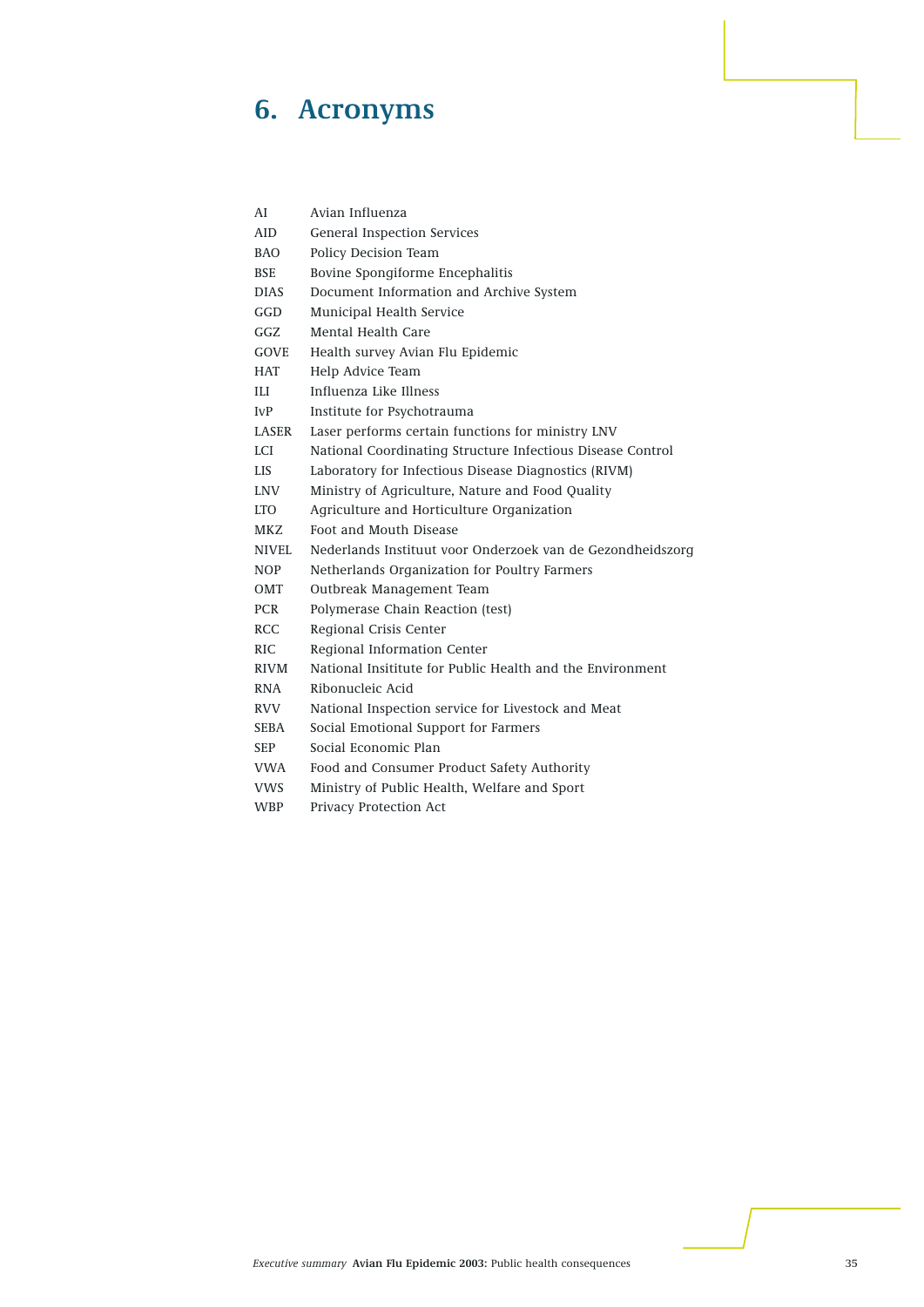# 6. Acronyms

| | |
|---|---|
| AI | Avian Influenza |
| AID | General Inspection Services |
| BAO | Policy Decision Team |
| BSE | Bovine Spongiforme Encephalitis |
| DIAS | Document Information and Archive System |
| GGD | Municipal Health Service |
| GGZ | Mental Health Care |
| GOVE | Health survey Avian Flu Epidemic |
| HAT | Help Advice Team |
| ILI | Influenza Like Illness |
| IvP | Institute for Psychotrauma |
| LASER | Laser performs certain functions for ministry LNV |
| LCI | National Coordinating Structure Infectious Disease Control |
| LIS | Laboratory for Infectious Disease Diagnostics (RIVM) |
| LNV | Ministry of Agriculture, Nature and Food Quality |
| LTO | Agriculture and Horticulture Organization |
| MKZ | Foot and Mouth Disease |
| NIVEL | Nederlands Instituut voor Onderzoek van de Gezondheidszorg |
| NOP | Netherlands Organization for Poultry Farmers |
| OMT | Outbreak Management Team |
| PCR | Polymerase Chain Reaction (test) |
| RCC | Regional Crisis Center |
| RIC | Regional Information Center |
| RIVM | National Insititute for Public Health and the Environment |
| RNA | Ribonucleic Acid |
| RVV | National Inspection service for Livestock and Meat |
| SEBA | Social Emotional Support for Farmers |
| SEP | Social Economic Plan |
| VWA | Food and Consumer Product Safety Authority |
| VWS | Ministry of Public Health, Welfare and Sport |
| WBP | Privacy Protection Act |